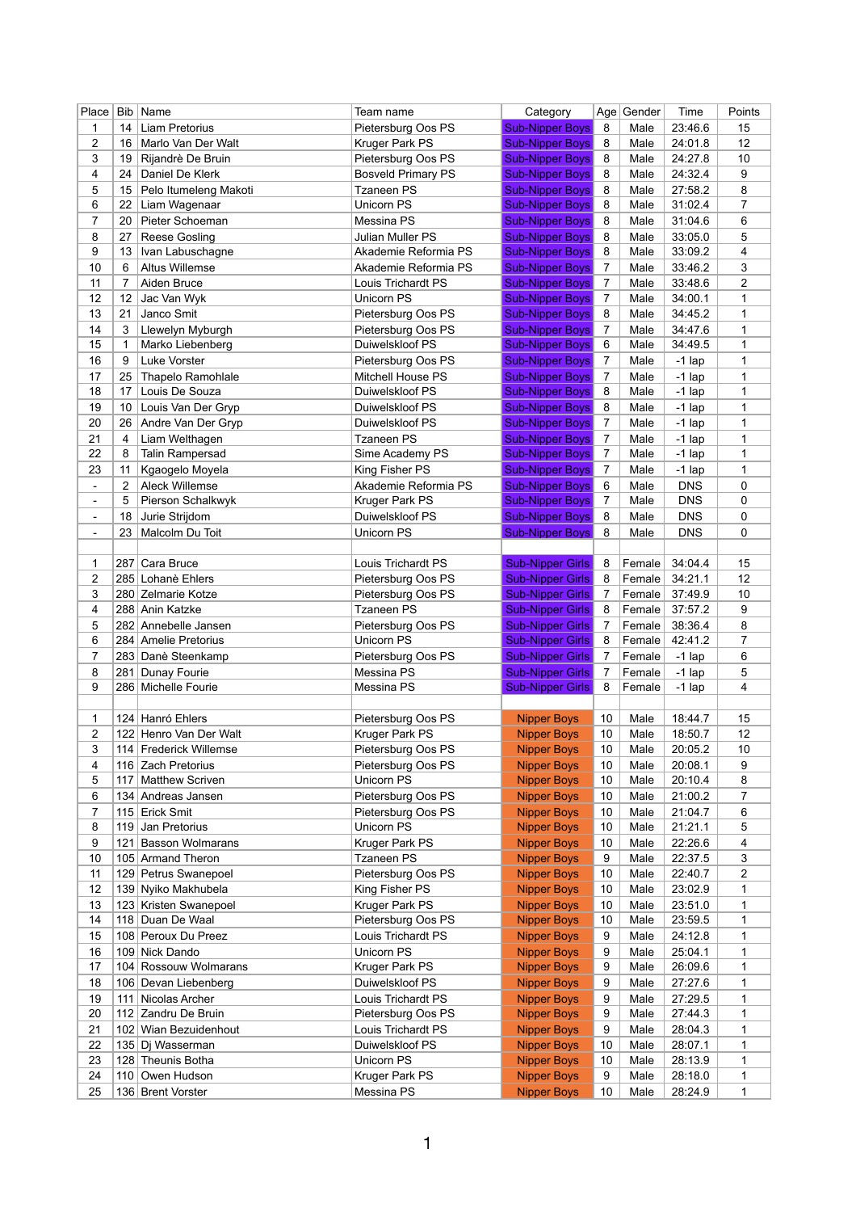| Place | Bib | Name | Team name | Category | Age | Gender | Time | Points |
|---|---|---|---|---|---|---|---|---|
| 1 | 14 | Liam Pretorius | Pietersburg Oos PS | Sub-Nipper Boys | 8 | Male | 23:46.6 | 15 |
| 2 | 16 | Marlo Van Der Walt | Kruger Park PS | Sub-Nipper Boys | 8 | Male | 24:01.8 | 12 |
| 3 | 19 | Rijandrè De Bruin | Pietersburg Oos PS | Sub-Nipper Boys | 8 | Male | 24:27.8 | 10 |
| 4 | 24 | Daniel De Klerk | Bosveld Primary PS | Sub-Nipper Boys | 8 | Male | 24:32.4 | 9 |
| 5 | 15 | Pelo Itumeleng Makoti | Tzaneen PS | Sub-Nipper Boys | 8 | Male | 27:58.2 | 8 |
| 6 | 22 | Liam Wagenaar | Unicorn PS | Sub-Nipper Boys | 8 | Male | 31:02.4 | 7 |
| 7 | 20 | Pieter Schoeman | Messina PS | Sub-Nipper Boys | 8 | Male | 31:04.6 | 6 |
| 8 | 27 | Reese Gosling | Julian Muller PS | Sub-Nipper Boys | 8 | Male | 33:05.0 | 5 |
| 9 | 13 | Ivan Labuschagne | Akademie Reformia PS | Sub-Nipper Boys | 8 | Male | 33:09.2 | 4 |
| 10 | 6 | Altus Willemse | Akademie Reformia PS | Sub-Nipper Boys | 7 | Male | 33:46.2 | 3 |
| 11 | 7 | Aiden Bruce | Louis Trichardt PS | Sub-Nipper Boys | 7 | Male | 33:48.6 | 2 |
| 12 | 12 | Jac Van Wyk | Unicorn PS | Sub-Nipper Boys | 7 | Male | 34:00.1 | 1 |
| 13 | 21 | Janco Smit | Pietersburg Oos PS | Sub-Nipper Boys | 8 | Male | 34:45.2 | 1 |
| 14 | 3 | Llewelyn Myburgh | Pietersburg Oos PS | Sub-Nipper Boys | 7 | Male | 34:47.6 | 1 |
| 15 | 1 | Marko Liebenberg | Duiwelskloof PS | Sub-Nipper Boys | 6 | Male | 34:49.5 | 1 |
| 16 | 9 | Luke Vorster | Pietersburg Oos PS | Sub-Nipper Boys | 7 | Male | -1 lap | 1 |
| 17 | 25 | Thapelo Ramohlale | Mitchell House PS | Sub-Nipper Boys | 7 | Male | -1 lap | 1 |
| 18 | 17 | Louis De Souza | Duiwelskloof PS | Sub-Nipper Boys | 8 | Male | -1 lap | 1 |
| 19 | 10 | Louis Van Der Gryp | Duiwelskloof PS | Sub-Nipper Boys | 8 | Male | -1 lap | 1 |
| 20 | 26 | Andre Van Der Gryp | Duiwelskloof PS | Sub-Nipper Boys | 7 | Male | -1 lap | 1 |
| 21 | 4 | Liam Welthagen | Tzaneen PS | Sub-Nipper Boys | 7 | Male | -1 lap | 1 |
| 22 | 8 | Talin Rampersad | Sime Academy PS | Sub-Nipper Boys | 7 | Male | -1 lap | 1 |
| 23 | 11 | Kgaogelo Moyela | King Fisher PS | Sub-Nipper Boys | 7 | Male | -1 lap | 1 |
| - | 2 | Aleck Willemse | Akademie Reformia PS | Sub-Nipper Boys | 6 | Male | DNS | 0 |
| - | 5 | Pierson Schalkwyk | Kruger Park PS | Sub-Nipper Boys | 7 | Male | DNS | 0 |
| - | 18 | Jurie Strijdom | Duiwelskloof PS | Sub-Nipper Boys | 8 | Male | DNS | 0 |
| - | 23 | Malcolm Du Toit | Unicorn PS | Sub-Nipper Boys | 8 | Male | DNS | 0 |
| | | | | | | | | |
| 1 | 287 | Cara Bruce | Louis Trichardt PS | Sub-Nipper Girls | 8 | Female | 34:04.4 | 15 |
| 2 | 285 | Lohanè Ehlers | Pietersburg Oos PS | Sub-Nipper Girls | 8 | Female | 34:21.1 | 12 |
| 3 | 280 | Zelmarie Kotze | Pietersburg Oos PS | Sub-Nipper Girls | 7 | Female | 37:49.9 | 10 |
| 4 | 288 | Anin Katzke | Tzaneen PS | Sub-Nipper Girls | 8 | Female | 37:57.2 | 9 |
| 5 | 282 | Annebelle Jansen | Pietersburg Oos PS | Sub-Nipper Girls | 7 | Female | 38:36.4 | 8 |
| 6 | 284 | Amelie Pretorius | Unicorn PS | Sub-Nipper Girls | 8 | Female | 42:41.2 | 7 |
| 7 | 283 | Danè Steenkamp | Pietersburg Oos PS | Sub-Nipper Girls | 7 | Female | -1 lap | 6 |
| 8 | 281 | Dunay Fourie | Messina PS | Sub-Nipper Girls | 7 | Female | -1 lap | 5 |
| 9 | 286 | Michelle Fourie | Messina PS | Sub-Nipper Girls | 8 | Female | -1 lap | 4 |
| | | | | | | | | |
| 1 | 124 | Hanró Ehlers | Pietersburg Oos PS | Nipper Boys | 10 | Male | 18:44.7 | 15 |
| 2 | 122 | Henro Van Der Walt | Kruger Park PS | Nipper Boys | 10 | Male | 18:50.7 | 12 |
| 3 | 114 | Frederick Willemse | Pietersburg Oos PS | Nipper Boys | 10 | Male | 20:05.2 | 10 |
| 4 | 116 | Zach Pretorius | Pietersburg Oos PS | Nipper Boys | 10 | Male | 20:08.1 | 9 |
| 5 | 117 | Matthew Scriven | Unicorn PS | Nipper Boys | 10 | Male | 20:10.4 | 8 |
| 6 | 134 | Andreas Jansen | Pietersburg Oos PS | Nipper Boys | 10 | Male | 21:00.2 | 7 |
| 7 | 115 | Erick Smit | Pietersburg Oos PS | Nipper Boys | 10 | Male | 21:04.7 | 6 |
| 8 | 119 | Jan Pretorius | Unicorn PS | Nipper Boys | 10 | Male | 21:21.1 | 5 |
| 9 | 121 | Basson Wolmarans | Kruger Park PS | Nipper Boys | 10 | Male | 22:26.6 | 4 |
| 10 | 105 | Armand Theron | Tzaneen PS | Nipper Boys | 9 | Male | 22:37.5 | 3 |
| 11 | 129 | Petrus Swanepoel | Pietersburg Oos PS | Nipper Boys | 10 | Male | 22:40.7 | 2 |
| 12 | 139 | Nyiko Makhubela | King Fisher PS | Nipper Boys | 10 | Male | 23:02.9 | 1 |
| 13 | 123 | Kristen Swanepoel | Kruger Park PS | Nipper Boys | 10 | Male | 23:51.0 | 1 |
| 14 | 118 | Duan De Waal | Pietersburg Oos PS | Nipper Boys | 10 | Male | 23:59.5 | 1 |
| 15 | 108 | Peroux Du Preez | Louis Trichardt PS | Nipper Boys | 9 | Male | 24:12.8 | 1 |
| 16 | 109 | Nick Dando | Unicorn PS | Nipper Boys | 9 | Male | 25:04.1 | 1 |
| 17 | 104 | Rossouw Wolmarans | Kruger Park PS | Nipper Boys | 9 | Male | 26:09.6 | 1 |
| 18 | 106 | Devan Liebenberg | Duiwelskloof PS | Nipper Boys | 9 | Male | 27:27.6 | 1 |
| 19 | 111 | Nicolas Archer | Louis Trichardt PS | Nipper Boys | 9 | Male | 27:29.5 | 1 |
| 20 | 112 | Zandru De Bruin | Pietersburg Oos PS | Nipper Boys | 9 | Male | 27:44.3 | 1 |
| 21 | 102 | Wian Bezuidenhout | Louis Trichardt PS | Nipper Boys | 9 | Male | 28:04.3 | 1 |
| 22 | 135 | Dj Wasserman | Duiwelskloof PS | Nipper Boys | 10 | Male | 28:07.1 | 1 |
| 23 | 128 | Theunis Botha | Unicorn PS | Nipper Boys | 10 | Male | 28:13.9 | 1 |
| 24 | 110 | Owen Hudson | Kruger Park PS | Nipper Boys | 9 | Male | 28:18.0 | 1 |
| 25 | 136 | Brent Vorster | Messina PS | Nipper Boys | 10 | Male | 28:24.9 | 1 |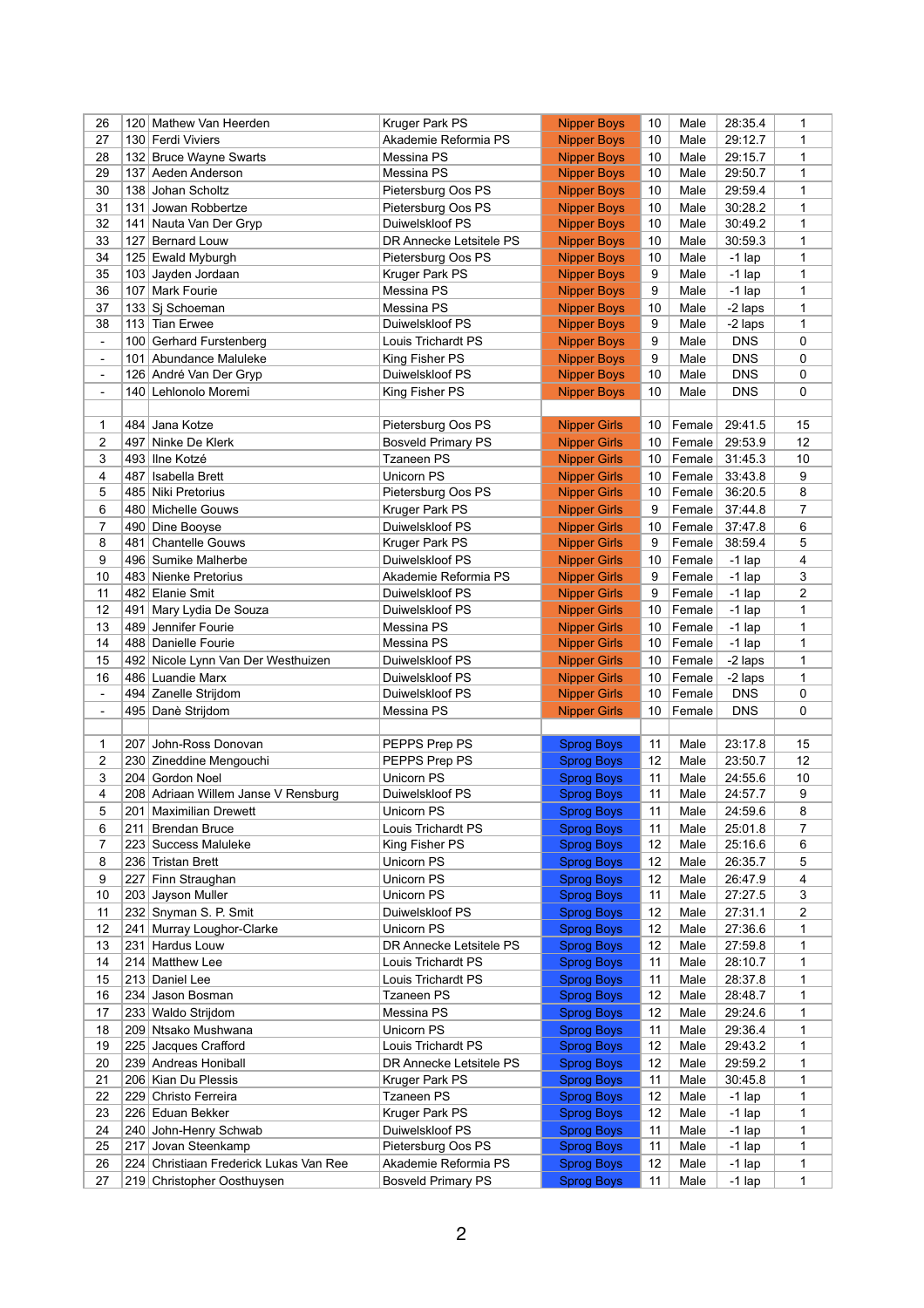| | | | | | | | | |
|---|---|---|---|---|---|---|---|---|
| 26 | 120 | Mathew Van Heerden | Kruger Park PS | Nipper Boys | 10 | Male | 28:35.4 | 1 |
| 27 | 130 | Ferdi Viviers | Akademie Reformia PS | Nipper Boys | 10 | Male | 29:12.7 | 1 |
| 28 | 132 | Bruce Wayne Swarts | Messina PS | Nipper Boys | 10 | Male | 29:15.7 | 1 |
| 29 | 137 | Aeden Anderson | Messina PS | Nipper Boys | 10 | Male | 29:50.7 | 1 |
| 30 | 138 | Johan Scholtz | Pietersburg Oos PS | Nipper Boys | 10 | Male | 29:59.4 | 1 |
| 31 | 131 | Jowan Robbertze | Pietersburg Oos PS | Nipper Boys | 10 | Male | 30:28.2 | 1 |
| 32 | 141 | Nauta Van Der Gryp | Duiwelskloof PS | Nipper Boys | 10 | Male | 30:49.2 | 1 |
| 33 | 127 | Bernard Louw | DR Annecke Letsitele PS | Nipper Boys | 10 | Male | 30:59.3 | 1 |
| 34 | 125 | Ewald Myburgh | Pietersburg Oos PS | Nipper Boys | 10 | Male | -1 lap | 1 |
| 35 | 103 | Jayden Jordaan | Kruger Park PS | Nipper Boys | 9 | Male | -1 lap | 1 |
| 36 | 107 | Mark Fourie | Messina PS | Nipper Boys | 9 | Male | -1 lap | 1 |
| 37 | 133 | Sj Schoeman | Messina PS | Nipper Boys | 10 | Male | -2 laps | 1 |
| 38 | 113 | Tian Erwee | Duiwelskloof PS | Nipper Boys | 9 | Male | -2 laps | 1 |
| - | 100 | Gerhard Furstenberg | Louis Trichardt PS | Nipper Boys | 9 | Male | DNS | 0 |
| - | 101 | Abundance Maluleke | King Fisher PS | Nipper Boys | 9 | Male | DNS | 0 |
| - | 126 | André Van Der Gryp | Duiwelskloof PS | Nipper Boys | 10 | Male | DNS | 0 |
| - | 140 | Lehlonolo Moremi | King Fisher PS | Nipper Boys | 10 | Male | DNS | 0 |
| | | | | | | | | |
| 1 | 484 | Jana Kotze | Pietersburg Oos PS | Nipper Girls | 10 | Female | 29:41.5 | 15 |
| 2 | 497 | Ninke De Klerk | Bosveld Primary PS | Nipper Girls | 10 | Female | 29:53.9 | 12 |
| 3 | 493 | Ilne Kotzé | Tzaneen PS | Nipper Girls | 10 | Female | 31:45.3 | 10 |
| 4 | 487 | Isabella Brett | Unicorn PS | Nipper Girls | 10 | Female | 33:43.8 | 9 |
| 5 | 485 | Niki Pretorius | Pietersburg Oos PS | Nipper Girls | 10 | Female | 36:20.5 | 8 |
| 6 | 480 | Michelle Gouws | Kruger Park PS | Nipper Girls | 9 | Female | 37:44.8 | 7 |
| 7 | 490 | Dine Booyse | Duiwelskloof PS | Nipper Girls | 10 | Female | 37:47.8 | 6 |
| 8 | 481 | Chantelle Gouws | Kruger Park PS | Nipper Girls | 9 | Female | 38:59.4 | 5 |
| 9 | 496 | Sumike Malherbe | Duiwelskloof PS | Nipper Girls | 10 | Female | -1 lap | 4 |
| 10 | 483 | Nienke Pretorius | Akademie Reformia PS | Nipper Girls | 9 | Female | -1 lap | 3 |
| 11 | 482 | Elanie Smit | Duiwelskloof PS | Nipper Girls | 9 | Female | -1 lap | 2 |
| 12 | 491 | Mary Lydia De Souza | Duiwelskloof PS | Nipper Girls | 10 | Female | -1 lap | 1 |
| 13 | 489 | Jennifer Fourie | Messina PS | Nipper Girls | 10 | Female | -1 lap | 1 |
| 14 | 488 | Danielle Fourie | Messina PS | Nipper Girls | 10 | Female | -1 lap | 1 |
| 15 | 492 | Nicole Lynn Van Der Westhuizen | Duiwelskloof PS | Nipper Girls | 10 | Female | -2 laps | 1 |
| 16 | 486 | Luandie Marx | Duiwelskloof PS | Nipper Girls | 10 | Female | -2 laps | 1 |
| - | 494 | Zanelle Strijdom | Duiwelskloof PS | Nipper Girls | 10 | Female | DNS | 0 |
| - | 495 | Danè Strijdom | Messina PS | Nipper Girls | 10 | Female | DNS | 0 |
| | | | | | | | | |
| 1 | 207 | John-Ross Donovan | PEPPS Prep PS | Sprog Boys | 11 | Male | 23:17.8 | 15 |
| 2 | 230 | Zineddine Mengouchi | PEPPS Prep PS | Sprog Boys | 12 | Male | 23:50.7 | 12 |
| 3 | 204 | Gordon Noel | Unicorn PS | Sprog Boys | 11 | Male | 24:55.6 | 10 |
| 4 | 208 | Adriaan Willem Janse V Rensburg | Duiwelskloof PS | Sprog Boys | 11 | Male | 24:57.7 | 9 |
| 5 | 201 | Maximilian Drewett | Unicorn PS | Sprog Boys | 11 | Male | 24:59.6 | 8 |
| 6 | 211 | Brendan Bruce | Louis Trichardt PS | Sprog Boys | 11 | Male | 25:01.8 | 7 |
| 7 | 223 | Success Maluleke | King Fisher PS | Sprog Boys | 12 | Male | 25:16.6 | 6 |
| 8 | 236 | Tristan Brett | Unicorn PS | Sprog Boys | 12 | Male | 26:35.7 | 5 |
| 9 | 227 | Finn Straughan | Unicorn PS | Sprog Boys | 12 | Male | 26:47.9 | 4 |
| 10 | 203 | Jayson Muller | Unicorn PS | Sprog Boys | 11 | Male | 27:27.5 | 3 |
| 11 | 232 | Snyman S. P. Smit | Duiwelskloof PS | Sprog Boys | 12 | Male | 27:31.1 | 2 |
| 12 | 241 | Murray Loughor-Clarke | Unicorn PS | Sprog Boys | 12 | Male | 27:36.6 | 1 |
| 13 | 231 | Hardus Louw | DR Annecke Letsitele PS | Sprog Boys | 12 | Male | 27:59.8 | 1 |
| 14 | 214 | Matthew Lee | Louis Trichardt PS | Sprog Boys | 11 | Male | 28:10.7 | 1 |
| 15 | 213 | Daniel Lee | Louis Trichardt PS | Sprog Boys | 11 | Male | 28:37.8 | 1 |
| 16 | 234 | Jason Bosman | Tzaneen PS | Sprog Boys | 12 | Male | 28:48.7 | 1 |
| 17 | 233 | Waldo Strijdom | Messina PS | Sprog Boys | 12 | Male | 29:24.6 | 1 |
| 18 | 209 | Ntsako Mushwana | Unicorn PS | Sprog Boys | 11 | Male | 29:36.4 | 1 |
| 19 | 225 | Jacques Crafford | Louis Trichardt PS | Sprog Boys | 12 | Male | 29:43.2 | 1 |
| 20 | 239 | Andreas Honiball | DR Annecke Letsitele PS | Sprog Boys | 12 | Male | 29:59.2 | 1 |
| 21 | 206 | Kian Du Plessis | Kruger Park PS | Sprog Boys | 11 | Male | 30:45.8 | 1 |
| 22 | 229 | Christo Ferreira | Tzaneen PS | Sprog Boys | 12 | Male | -1 lap | 1 |
| 23 | 226 | Eduan Bekker | Kruger Park PS | Sprog Boys | 12 | Male | -1 lap | 1 |
| 24 | 240 | John-Henry Schwab | Duiwelskloof PS | Sprog Boys | 11 | Male | -1 lap | 1 |
| 25 | 217 | Jovan Steenkamp | Pietersburg Oos PS | Sprog Boys | 11 | Male | -1 lap | 1 |
| 26 | 224 | Christiaan Frederick Lukas Van Ree | Akademie Reformia PS | Sprog Boys | 12 | Male | -1 lap | 1 |
| 27 | 219 | Christopher Oosthuysen | Bosveld Primary PS | Sprog Boys | 11 | Male | -1 lap | 1 |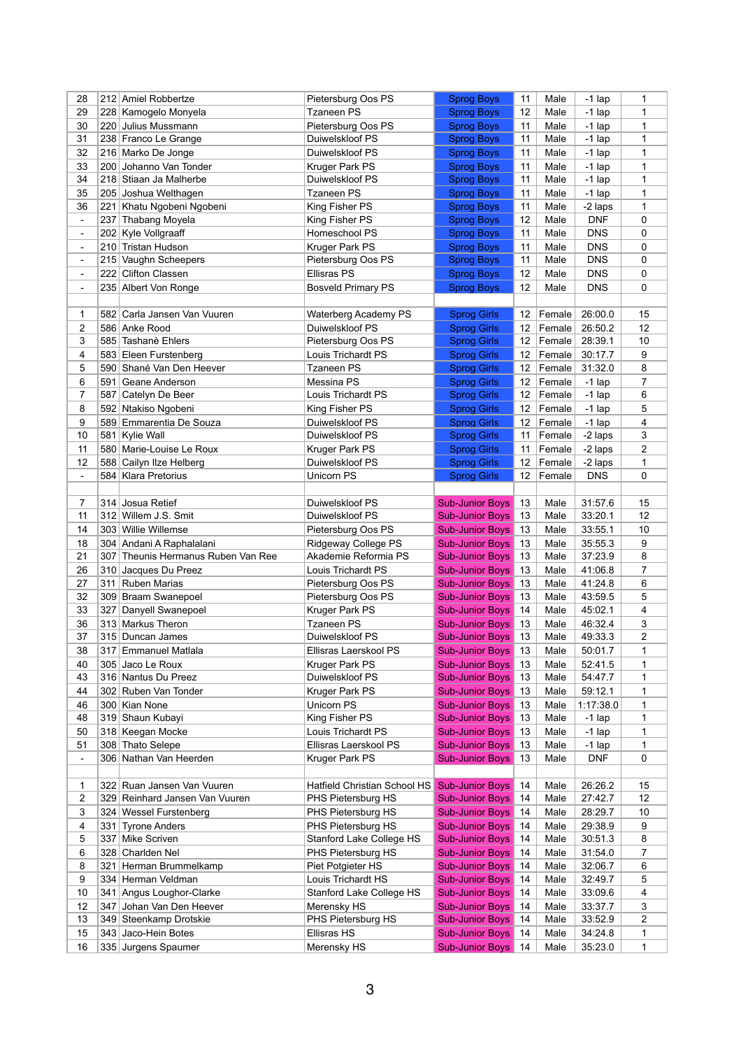| | | | | | | | | |
|---|---|---|---|---|---|---|---|---|
| 28 | 212 | Amiel Robbertze | Pietersburg Oos PS | Sprog Boys | 11 | Male | -1 lap | 1 |
| 29 | 228 | Kamogelo Monyela | Tzaneen PS | Sprog Boys | 12 | Male | -1 lap | 1 |
| 30 | 220 | Julius Mussmann | Pietersburg Oos PS | Sprog Boys | 11 | Male | -1 lap | 1 |
| 31 | 238 | Franco Le Grange | Duiwelskloof PS | Sprog Boys | 11 | Male | -1 lap | 1 |
| 32 | 216 | Marko De Jonge | Duiwelskloof PS | Sprog Boys | 11 | Male | -1 lap | 1 |
| 33 | 200 | Johanno Van Tonder | Kruger Park PS | Sprog Boys | 11 | Male | -1 lap | 1 |
| 34 | 218 | Stiaan Ja Malherbe | Duiwelskloof PS | Sprog Boys | 11 | Male | -1 lap | 1 |
| 35 | 205 | Joshua Welthagen | Tzaneen PS | Sprog Boys | 11 | Male | -1 lap | 1 |
| 36 | 221 | Khatu Ngobeni Ngobeni | King Fisher PS | Sprog Boys | 11 | Male | -2 laps | 1 |
| - | 237 | Thabang Moyela | King Fisher PS | Sprog Boys | 12 | Male | DNF | 0 |
| - | 202 | Kyle Vollgraaff | Homeschool PS | Sprog Boys | 11 | Male | DNS | 0 |
| - | 210 | Tristan Hudson | Kruger Park PS | Sprog Boys | 11 | Male | DNS | 0 |
| - | 215 | Vaughn Scheepers | Pietersburg Oos PS | Sprog Boys | 11 | Male | DNS | 0 |
| - | 222 | Clifton Classen | Ellisras PS | Sprog Boys | 12 | Male | DNS | 0 |
| - | 235 | Albert Von Ronge | Bosveld Primary PS | Sprog Boys | 12 | Male | DNS | 0 |
| | | | | | | | | |
| 1 | 582 | Carla Jansen Van Vuuren | Waterberg Academy PS | Sprog Girls | 12 | Female | 26:00.0 | 15 |
| 2 | 586 | Anke Rood | Duiwelskloof PS | Sprog Girls | 12 | Female | 26:50.2 | 12 |
| 3 | 585 | Tashanè Ehlers | Pietersburg Oos PS | Sprog Girls | 12 | Female | 28:39.1 | 10 |
| 4 | 583 | Eleen Furstenberg | Louis Trichardt PS | Sprog Girls | 12 | Female | 30:17.7 | 9 |
| 5 | 590 | Shané Van Den Heever | Tzaneen PS | Sprog Girls | 12 | Female | 31:32.0 | 8 |
| 6 | 591 | Geane Anderson | Messina PS | Sprog Girls | 12 | Female | -1 lap | 7 |
| 7 | 587 | Catelyn De Beer | Louis Trichardt PS | Sprog Girls | 12 | Female | -1 lap | 6 |
| 8 | 592 | Ntakiso Ngobeni | King Fisher PS | Sprog Girls | 12 | Female | -1 lap | 5 |
| 9 | 589 | Emmarentia De Souza | Duiwelskloof PS | Sprog Girls | 12 | Female | -1 lap | 4 |
| 10 | 581 | Kylie Wall | Duiwelskloof PS | Sprog Girls | 11 | Female | -2 laps | 3 |
| 11 | 580 | Marie-Louise Le Roux | Kruger Park PS | Sprog Girls | 11 | Female | -2 laps | 2 |
| 12 | 588 | Cailyn Ilze Helberg | Duiwelskloof PS | Sprog Girls | 12 | Female | -2 laps | 1 |
| - | 584 | Klara Pretorius | Unicorn PS | Sprog Girls | 12 | Female | DNS | 0 |
| | | | | | | | | |
| 7 | 314 | Josua Retief | Duiwelskloof PS | Sub-Junior Boys | 13 | Male | 31:57.6 | 15 |
| 11 | 312 | Willem J.S. Smit | Duiwelskloof PS | Sub-Junior Boys | 13 | Male | 33:20.1 | 12 |
| 14 | 303 | Willie Willemse | Pietersburg Oos PS | Sub-Junior Boys | 13 | Male | 33:55.1 | 10 |
| 18 | 304 | Andani A Raphalalani | Ridgeway College PS | Sub-Junior Boys | 13 | Male | 35:55.3 | 9 |
| 21 | 307 | Theunis Hermanus Ruben Van Ree | Akademie Reformia PS | Sub-Junior Boys | 13 | Male | 37:23.9 | 8 |
| 26 | 310 | Jacques Du Preez | Louis Trichardt PS | Sub-Junior Boys | 13 | Male | 41:06.8 | 7 |
| 27 | 311 | Ruben Marias | Pietersburg Oos PS | Sub-Junior Boys | 13 | Male | 41:24.8 | 6 |
| 32 | 309 | Braam Swanepoel | Pietersburg Oos PS | Sub-Junior Boys | 13 | Male | 43:59.5 | 5 |
| 33 | 327 | Danyell Swanepoel | Kruger Park PS | Sub-Junior Boys | 14 | Male | 45:02.1 | 4 |
| 36 | 313 | Markus Theron | Tzaneen PS | Sub-Junior Boys | 13 | Male | 46:32.4 | 3 |
| 37 | 315 | Duncan James | Duiwelskloof PS | Sub-Junior Boys | 13 | Male | 49:33.3 | 2 |
| 38 | 317 | Emmanuel Matlala | Ellisras Laerskool PS | Sub-Junior Boys | 13 | Male | 50:01.7 | 1 |
| 40 | 305 | Jaco Le Roux | Kruger Park PS | Sub-Junior Boys | 13 | Male | 52:41.5 | 1 |
| 43 | 316 | Nantus Du Preez | Duiwelskloof PS | Sub-Junior Boys | 13 | Male | 54:47.7 | 1 |
| 44 | 302 | Ruben Van Tonder | Kruger Park PS | Sub-Junior Boys | 13 | Male | 59:12.1 | 1 |
| 46 | 300 | Kian None | Unicorn PS | Sub-Junior Boys | 13 | Male | 1:17:38.0 | 1 |
| 48 | 319 | Shaun Kubayi | King Fisher PS | Sub-Junior Boys | 13 | Male | -1 lap | 1 |
| 50 | 318 | Keegan Mocke | Louis Trichardt PS | Sub-Junior Boys | 13 | Male | -1 lap | 1 |
| 51 | 308 | Thato Selepe | Ellisras Laerskool PS | Sub-Junior Boys | 13 | Male | -1 lap | 1 |
| - | 306 | Nathan Van Heerden | Kruger Park PS | Sub-Junior Boys | 13 | Male | DNF | 0 |
| | | | | | | | | |
| 1 | 322 | Ruan Jansen Van Vuuren | Hatfield Christian School HS | Sub-Junior Boys | 14 | Male | 26:26.2 | 15 |
| 2 | 329 | Reinhard Jansen Van Vuuren | PHS Pietersburg HS | Sub-Junior Boys | 14 | Male | 27:42.7 | 12 |
| 3 | 324 | Wessel Furstenberg | PHS Pietersburg HS | Sub-Junior Boys | 14 | Male | 28:29.7 | 10 |
| 4 | 331 | Tyrone Anders | PHS Pietersburg HS | Sub-Junior Boys | 14 | Male | 29:38.9 | 9 |
| 5 | 337 | Mike Scriven | Stanford Lake College HS | Sub-Junior Boys | 14 | Male | 30:51.3 | 8 |
| 6 | 328 | Charlden Nel | PHS Pietersburg HS | Sub-Junior Boys | 14 | Male | 31:54.0 | 7 |
| 8 | 321 | Herman Brummelkamp | Piet Potgieter HS | Sub-Junior Boys | 14 | Male | 32:06.7 | 6 |
| 9 | 334 | Herman Veldman | Louis Trichardt HS | Sub-Junior Boys | 14 | Male | 32:49.7 | 5 |
| 10 | 341 | Angus Loughor-Clarke | Stanford Lake College HS | Sub-Junior Boys | 14 | Male | 33:09.6 | 4 |
| 12 | 347 | Johan Van Den Heever | Merensky HS | Sub-Junior Boys | 14 | Male | 33:37.7 | 3 |
| 13 | 349 | Steenkamp Drotskie | PHS Pietersburg HS | Sub-Junior Boys | 14 | Male | 33:52.9 | 2 |
| 15 | 343 | Jaco-Hein Botes | Ellisras HS | Sub-Junior Boys | 14 | Male | 34:24.8 | 1 |
| 16 | 335 | Jurgens Spaumer | Merensky HS | Sub-Junior Boys | 14 | Male | 35:23.0 | 1 |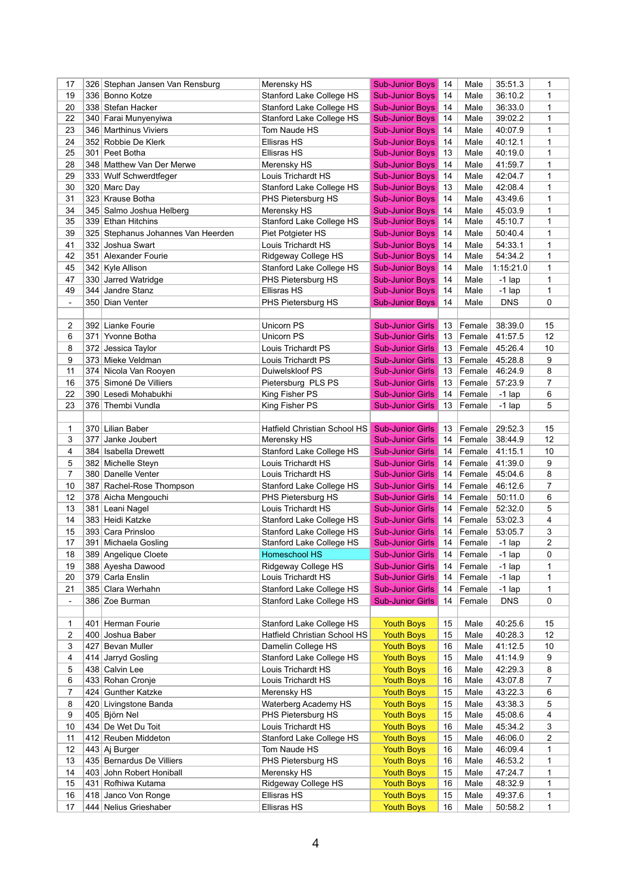| | | | | | | | | |
|---|---|---|---|---|---|---|---|---|
| 17 | 326 | Stephan Jansen Van Rensburg | Merensky HS | Sub-Junior Boys | 14 | Male | 35:51.3 | 1 |
| 19 | 336 | Bonno Kotze | Stanford Lake College HS | Sub-Junior Boys | 14 | Male | 36:10.2 | 1 |
| 20 | 338 | Stefan Hacker | Stanford Lake College HS | Sub-Junior Boys | 14 | Male | 36:33.0 | 1 |
| 22 | 340 | Farai Munyenyiwa | Stanford Lake College HS | Sub-Junior Boys | 14 | Male | 39:02.2 | 1 |
| 23 | 346 | Marthinus Viviers | Tom Naude HS | Sub-Junior Boys | 14 | Male | 40:07.9 | 1 |
| 24 | 352 | Robbie De Klerk | Ellisras HS | Sub-Junior Boys | 14 | Male | 40:12.1 | 1 |
| 25 | 301 | Peet Botha | Ellisras HS | Sub-Junior Boys | 13 | Male | 40:19.0 | 1 |
| 28 | 348 | Matthew Van Der Merwe | Merensky HS | Sub-Junior Boys | 14 | Male | 41:59.7 | 1 |
| 29 | 333 | Wulf Schwerdtfeger | Louis Trichardt HS | Sub-Junior Boys | 14 | Male | 42:04.7 | 1 |
| 30 | 320 | Marc Day | Stanford Lake College HS | Sub-Junior Boys | 13 | Male | 42:08.4 | 1 |
| 31 | 323 | Krause Botha | PHS Pietersburg HS | Sub-Junior Boys | 14 | Male | 43:49.6 | 1 |
| 34 | 345 | Salmo Joshua Helberg | Merensky HS | Sub-Junior Boys | 14 | Male | 45:03.9 | 1 |
| 35 | 339 | Ethan Hitchins | Stanford Lake College HS | Sub-Junior Boys | 14 | Male | 45:10.7 | 1 |
| 39 | 325 | Stephanus Johannes Van Heerden | Piet Potgieter HS | Sub-Junior Boys | 14 | Male | 50:40.4 | 1 |
| 41 | 332 | Joshua Swart | Louis Trichardt HS | Sub-Junior Boys | 14 | Male | 54:33.1 | 1 |
| 42 | 351 | Alexander Fourie | Ridgeway College HS | Sub-Junior Boys | 14 | Male | 54:34.2 | 1 |
| 45 | 342 | Kyle Allison | Stanford Lake College HS | Sub-Junior Boys | 14 | Male | 1:15:21.0 | 1 |
| 47 | 330 | Jarred Watridge | PHS Pietersburg HS | Sub-Junior Boys | 14 | Male | -1 lap | 1 |
| 49 | 344 | Jandre Stanz | Ellisras HS | Sub-Junior Boys | 14 | Male | -1 lap | 1 |
| - | 350 | Dian Venter | PHS Pietersburg HS | Sub-Junior Boys | 14 | Male | DNS | 0 |
| | | | | | | | | |
| 2 | 392 | Lianke Fourie | Unicorn PS | Sub-Junior Girls | 13 | Female | 38:39.0 | 15 |
| 6 | 371 | Yvonne Botha | Unicorn PS | Sub-Junior Girls | 13 | Female | 41:57.5 | 12 |
| 8 | 372 | Jessica Taylor | Louis Trichardt PS | Sub-Junior Girls | 13 | Female | 45:26.4 | 10 |
| 9 | 373 | Mieke Veldman | Louis Trichardt PS | Sub-Junior Girls | 13 | Female | 45:28.8 | 9 |
| 11 | 374 | Nicola Van Rooyen | Duiwelskloof PS | Sub-Junior Girls | 13 | Female | 46:24.9 | 8 |
| 16 | 375 | Simoné De Villiers | Pietersburg PLS PS | Sub-Junior Girls | 13 | Female | 57:23.9 | 7 |
| 22 | 390 | Lesedi Mohabukhi | King Fisher PS | Sub-Junior Girls | 14 | Female | -1 lap | 6 |
| 23 | 376 | Thembi Vundla | King Fisher PS | Sub-Junior Girls | 13 | Female | -1 lap | 5 |
| | | | | | | | | |
| 1 | 370 | Lilian Baber | Hatfield Christian School HS | Sub-Junior Girls | 13 | Female | 29:52.3 | 15 |
| 3 | 377 | Janke Joubert | Merensky HS | Sub-Junior Girls | 14 | Female | 38:44.9 | 12 |
| 4 | 384 | Isabella Drewett | Stanford Lake College HS | Sub-Junior Girls | 14 | Female | 41:15.1 | 10 |
| 5 | 382 | Michelle Steyn | Louis Trichardt HS | Sub-Junior Girls | 14 | Female | 41:39.0 | 9 |
| 7 | 380 | Danelle Venter | Louis Trichardt HS | Sub-Junior Girls | 14 | Female | 45:04.6 | 8 |
| 10 | 387 | Rachel-Rose Thompson | Stanford Lake College HS | Sub-Junior Girls | 14 | Female | 46:12.6 | 7 |
| 12 | 378 | Aicha Mengouchi | PHS Pietersburg HS | Sub-Junior Girls | 14 | Female | 50:11.0 | 6 |
| 13 | 381 | Leani Nagel | Louis Trichardt HS | Sub-Junior Girls | 14 | Female | 52:32.0 | 5 |
| 14 | 383 | Heidi Katzke | Stanford Lake College HS | Sub-Junior Girls | 14 | Female | 53:02.3 | 4 |
| 15 | 393 | Cara Prinsloo | Stanford Lake College HS | Sub-Junior Girls | 14 | Female | 53:05.7 | 3 |
| 17 | 391 | Michaela Gosling | Stanford Lake College HS | Sub-Junior Girls | 14 | Female | -1 lap | 2 |
| 18 | 389 | Angelique Cloete | Homeschool HS | Sub-Junior Girls | 14 | Female | -1 lap | 0 |
| 19 | 388 | Ayesha Dawood | Ridgeway College HS | Sub-Junior Girls | 14 | Female | -1 lap | 1 |
| 20 | 379 | Carla Enslin | Louis Trichardt HS | Sub-Junior Girls | 14 | Female | -1 lap | 1 |
| 21 | 385 | Clara Werhahn | Stanford Lake College HS | Sub-Junior Girls | 14 | Female | -1 lap | 1 |
| - | 386 | Zoe Burman | Stanford Lake College HS | Sub-Junior Girls | 14 | Female | DNS | 0 |
| | | | | | | | | |
| 1 | 401 | Herman Fourie | Stanford Lake College HS | Youth Boys | 15 | Male | 40:25.6 | 15 |
| 2 | 400 | Joshua Baber | Hatfield Christian School HS | Youth Boys | 15 | Male | 40:28.3 | 12 |
| 3 | 427 | Bevan Muller | Damelin College HS | Youth Boys | 16 | Male | 41:12.5 | 10 |
| 4 | 414 | Jarryd Gosling | Stanford Lake College HS | Youth Boys | 15 | Male | 41:14.9 | 9 |
| 5 | 438 | Calvin Lee | Louis Trichardt HS | Youth Boys | 16 | Male | 42:29.3 | 8 |
| 6 | 433 | Rohan Cronje | Louis Trichardt HS | Youth Boys | 16 | Male | 43:07.8 | 7 |
| 7 | 424 | Gunther Katzke | Merensky HS | Youth Boys | 15 | Male | 43:22.3 | 6 |
| 8 | 420 | Livingstone Banda | Waterberg Academy HS | Youth Boys | 15 | Male | 43:38.3 | 5 |
| 9 | 405 | Björn Nel | PHS Pietersburg HS | Youth Boys | 15 | Male | 45:08.6 | 4 |
| 10 | 434 | De Wet Du Toit | Louis Trichardt HS | Youth Boys | 16 | Male | 45:34.2 | 3 |
| 11 | 412 | Reuben Middeton | Stanford Lake College HS | Youth Boys | 15 | Male | 46:06.0 | 2 |
| 12 | 443 | Aj Burger | Tom Naude HS | Youth Boys | 16 | Male | 46:09.4 | 1 |
| 13 | 435 | Bernardus De Villiers | PHS Pietersburg HS | Youth Boys | 16 | Male | 46:53.2 | 1 |
| 14 | 403 | John Robert Honiball | Merensky HS | Youth Boys | 15 | Male | 47:24.7 | 1 |
| 15 | 431 | Rofhiwa Kutama | Ridgeway College HS | Youth Boys | 16 | Male | 48:32.9 | 1 |
| 16 | 418 | Janco Von Ronge | Ellisras HS | Youth Boys | 15 | Male | 49:37.6 | 1 |
| 17 | 444 | Nelius Grieshaber | Ellisras HS | Youth Boys | 16 | Male | 50:58.2 | 1 |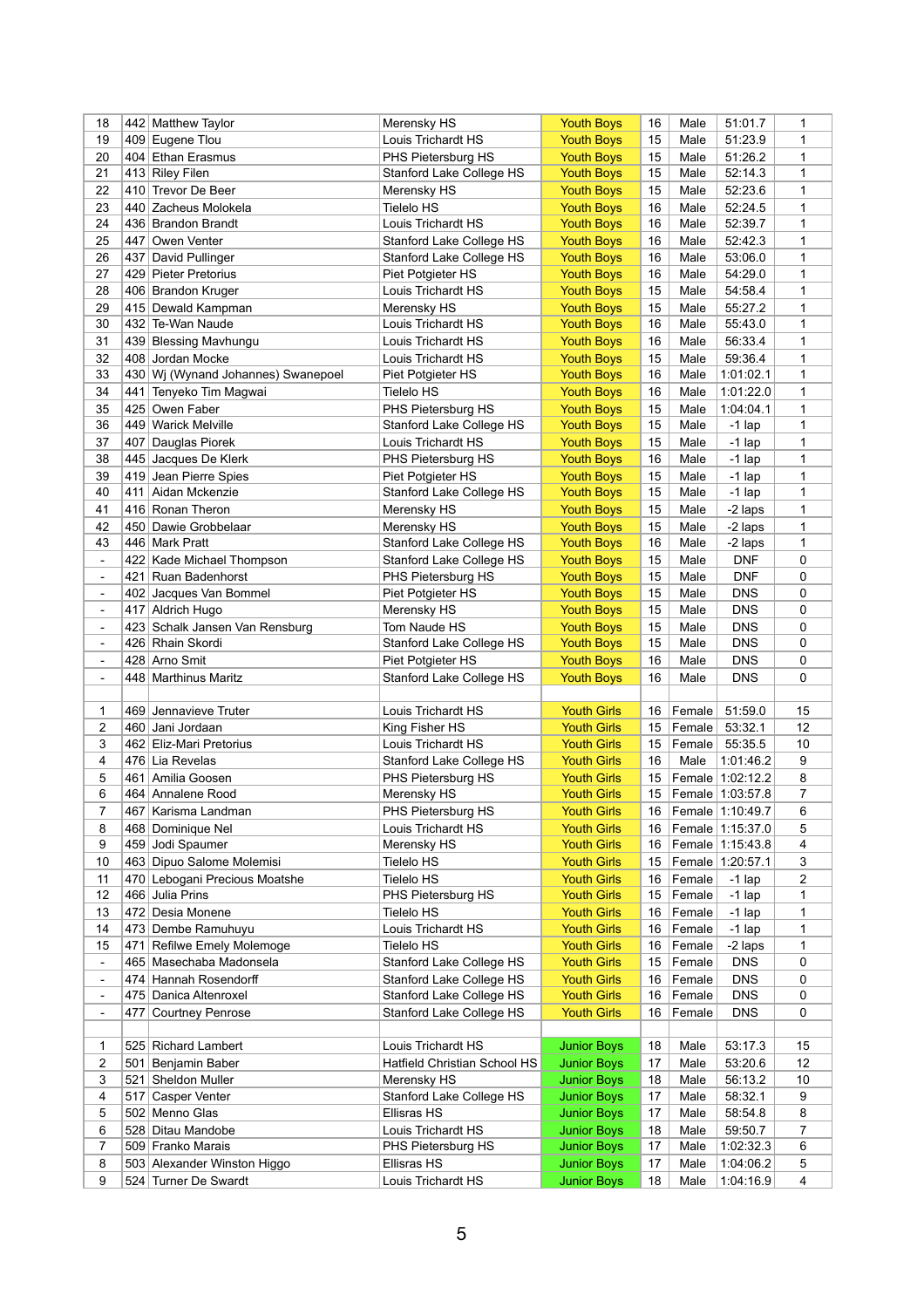| | | | | | | | | |
|---|---|---|---|---|---|---|---|---|
| 18 | 442 | Matthew Taylor | Merensky HS | Youth Boys | 16 | Male | 51:01.7 | 1 |
| 19 | 409 | Eugene Tlou | Louis Trichardt HS | Youth Boys | 15 | Male | 51:23.9 | 1 |
| 20 | 404 | Ethan Erasmus | PHS Pietersburg HS | Youth Boys | 15 | Male | 51:26.2 | 1 |
| 21 | 413 | Riley Filen | Stanford Lake College HS | Youth Boys | 15 | Male | 52:14.3 | 1 |
| 22 | 410 | Trevor De Beer | Merensky HS | Youth Boys | 15 | Male | 52:23.6 | 1 |
| 23 | 440 | Zacheus Molokela | Tielelo HS | Youth Boys | 16 | Male | 52:24.5 | 1 |
| 24 | 436 | Brandon Brandt | Louis Trichardt HS | Youth Boys | 16 | Male | 52:39.7 | 1 |
| 25 | 447 | Owen Venter | Stanford Lake College HS | Youth Boys | 16 | Male | 52:42.3 | 1 |
| 26 | 437 | David Pullinger | Stanford Lake College HS | Youth Boys | 16 | Male | 53:06.0 | 1 |
| 27 | 429 | Pieter Pretorius | Piet Potgieter HS | Youth Boys | 16 | Male | 54:29.0 | 1 |
| 28 | 406 | Brandon Kruger | Louis Trichardt HS | Youth Boys | 15 | Male | 54:58.4 | 1 |
| 29 | 415 | Dewald Kampman | Merensky HS | Youth Boys | 15 | Male | 55:27.2 | 1 |
| 30 | 432 | Te-Wan Naude | Louis Trichardt HS | Youth Boys | 16 | Male | 55:43.0 | 1 |
| 31 | 439 | Blessing Mavhungu | Louis Trichardt HS | Youth Boys | 16 | Male | 56:33.4 | 1 |
| 32 | 408 | Jordan Mocke | Louis Trichardt HS | Youth Boys | 15 | Male | 59:36.4 | 1 |
| 33 | 430 | Wj (Wynand Johannes) Swanepoel | Piet Potgieter HS | Youth Boys | 16 | Male | 1:01:02.1 | 1 |
| 34 | 441 | Tenyeko Tim Magwai | Tielelo HS | Youth Boys | 16 | Male | 1:01:22.0 | 1 |
| 35 | 425 | Owen Faber | PHS Pietersburg HS | Youth Boys | 15 | Male | 1:04:04.1 | 1 |
| 36 | 449 | Warick Melville | Stanford Lake College HS | Youth Boys | 15 | Male | -1 lap | 1 |
| 37 | 407 | Dauglas Piorek | Louis Trichardt HS | Youth Boys | 15 | Male | -1 lap | 1 |
| 38 | 445 | Jacques De Klerk | PHS Pietersburg HS | Youth Boys | 16 | Male | -1 lap | 1 |
| 39 | 419 | Jean Pierre Spies | Piet Potgieter HS | Youth Boys | 15 | Male | -1 lap | 1 |
| 40 | 411 | Aidan Mckenzie | Stanford Lake College HS | Youth Boys | 15 | Male | -1 lap | 1 |
| 41 | 416 | Ronan Theron | Merensky HS | Youth Boys | 15 | Male | -2 laps | 1 |
| 42 | 450 | Dawie Grobbelaar | Merensky HS | Youth Boys | 15 | Male | -2 laps | 1 |
| 43 | 446 | Mark Pratt | Stanford Lake College HS | Youth Boys | 16 | Male | -2 laps | 1 |
| - | 422 | Kade Michael Thompson | Stanford Lake College HS | Youth Boys | 15 | Male | DNF | 0 |
| - | 421 | Ruan Badenhorst | PHS Pietersburg HS | Youth Boys | 15 | Male | DNF | 0 |
| - | 402 | Jacques Van Bommel | Piet Potgieter HS | Youth Boys | 15 | Male | DNS | 0 |
| - | 417 | Aldrich Hugo | Merensky HS | Youth Boys | 15 | Male | DNS | 0 |
| - | 423 | Schalk Jansen Van Rensburg | Tom Naude HS | Youth Boys | 15 | Male | DNS | 0 |
| - | 426 | Rhain Skordi | Stanford Lake College HS | Youth Boys | 15 | Male | DNS | 0 |
| - | 428 | Arno Smit | Piet Potgieter HS | Youth Boys | 16 | Male | DNS | 0 |
| - | 448 | Marthinus Maritz | Stanford Lake College HS | Youth Boys | 16 | Male | DNS | 0 |
| | | | | | | | | |
| 1 | 469 | Jennavieve Truter | Louis Trichardt HS | Youth Girls | 16 | Female | 51:59.0 | 15 |
| 2 | 460 | Jani Jordaan | King Fisher HS | Youth Girls | 15 | Female | 53:32.1 | 12 |
| 3 | 462 | Eliz-Mari Pretorius | Louis Trichardt HS | Youth Girls | 15 | Female | 55:35.5 | 10 |
| 4 | 476 | Lia Revelas | Stanford Lake College HS | Youth Girls | 16 | Male | 1:01:46.2 | 9 |
| 5 | 461 | Amilia Goosen | PHS Pietersburg HS | Youth Girls | 15 | Female | 1:02:12.2 | 8 |
| 6 | 464 | Annalene Rood | Merensky HS | Youth Girls | 15 | Female | 1:03:57.8 | 7 |
| 7 | 467 | Karisma Landman | PHS Pietersburg HS | Youth Girls | 16 | Female | 1:10:49.7 | 6 |
| 8 | 468 | Dominique Nel | Louis Trichardt HS | Youth Girls | 16 | Female | 1:15:37.0 | 5 |
| 9 | 459 | Jodi Spaumer | Merensky HS | Youth Girls | 16 | Female | 1:15:43.8 | 4 |
| 10 | 463 | Dipuo Salome Molemisi | Tielelo HS | Youth Girls | 15 | Female | 1:20:57.1 | 3 |
| 11 | 470 | Lebogani Precious Moatshe | Tielelo HS | Youth Girls | 16 | Female | -1 lap | 2 |
| 12 | 466 | Julia Prins | PHS Pietersburg HS | Youth Girls | 15 | Female | -1 lap | 1 |
| 13 | 472 | Desia Monene | Tielelo HS | Youth Girls | 16 | Female | -1 lap | 1 |
| 14 | 473 | Dembe Ramuhuyu | Louis Trichardt HS | Youth Girls | 16 | Female | -1 lap | 1 |
| 15 | 471 | Refilwe Emely Molemoge | Tielelo HS | Youth Girls | 16 | Female | -2 laps | 1 |
| - | 465 | Masechaba Madonsela | Stanford Lake College HS | Youth Girls | 15 | Female | DNS | 0 |
| - | 474 | Hannah Rosendorff | Stanford Lake College HS | Youth Girls | 16 | Female | DNS | 0 |
| - | 475 | Danica Altenroxel | Stanford Lake College HS | Youth Girls | 16 | Female | DNS | 0 |
| - | 477 | Courtney Penrose | Stanford Lake College HS | Youth Girls | 16 | Female | DNS | 0 |
| | | | | | | | | |
| 1 | 525 | Richard Lambert | Louis Trichardt HS | Junior Boys | 18 | Male | 53:17.3 | 15 |
| 2 | 501 | Benjamin Baber | Hatfield Christian School HS | Junior Boys | 17 | Male | 53:20.6 | 12 |
| 3 | 521 | Sheldon Muller | Merensky HS | Junior Boys | 18 | Male | 56:13.2 | 10 |
| 4 | 517 | Casper Venter | Stanford Lake College HS | Junior Boys | 17 | Male | 58:32.1 | 9 |
| 5 | 502 | Menno Glas | Ellisras HS | Junior Boys | 17 | Male | 58:54.8 | 8 |
| 6 | 528 | Ditau Mandobe | Louis Trichardt HS | Junior Boys | 18 | Male | 59:50.7 | 7 |
| 7 | 509 | Franko Marais | PHS Pietersburg HS | Junior Boys | 17 | Male | 1:02:32.3 | 6 |
| 8 | 503 | Alexander Winston Higgo | Ellisras HS | Junior Boys | 17 | Male | 1:04:06.2 | 5 |
| 9 | 524 | Turner De Swardt | Louis Trichardt HS | Junior Boys | 18 | Male | 1:04:16.9 | 4 |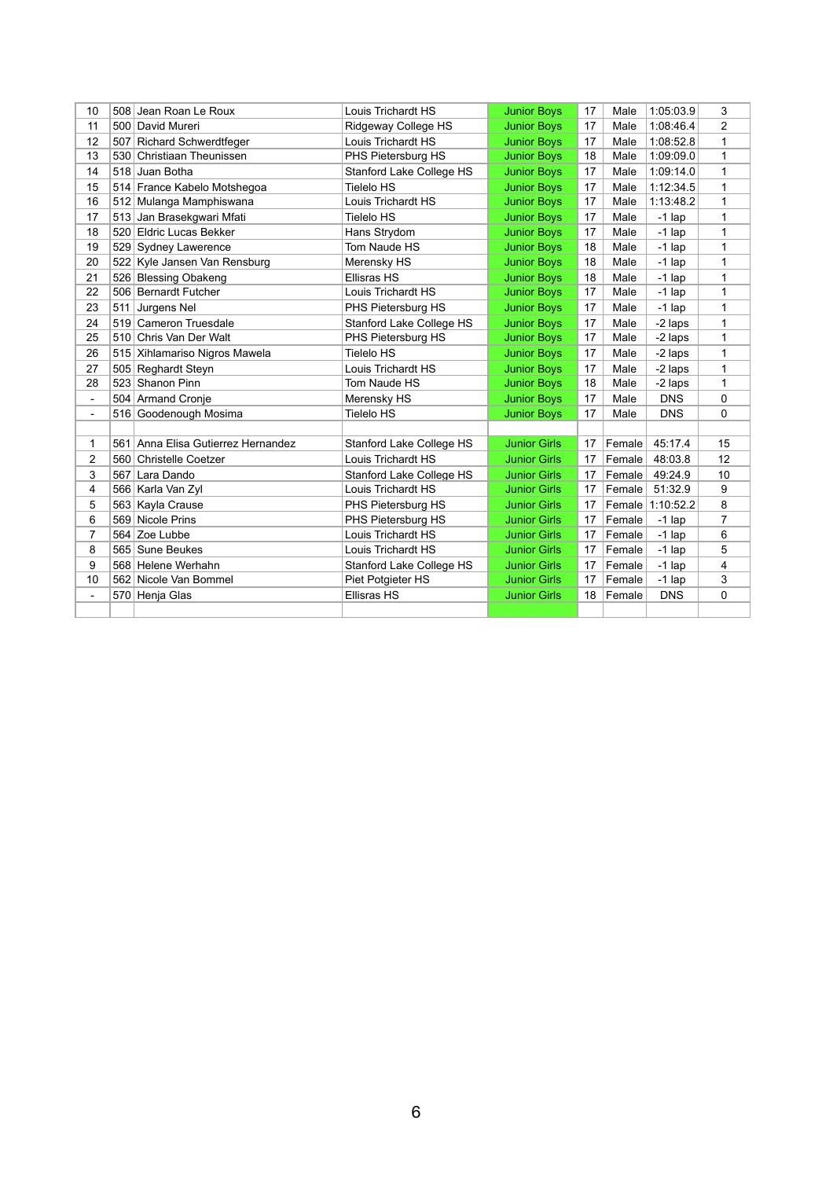| | | | | | | | | |
|---|---|---|---|---|---|---|---|---|
| 10 | 508 | Jean Roan Le Roux | Louis Trichardt HS | Junior Boys | 17 | Male | 1:05:03.9 | 3 |
| 11 | 500 | David Mureri | Ridgeway College HS | Junior Boys | 17 | Male | 1:08:46.4 | 2 |
| 12 | 507 | Richard Schwerdtfeger | Louis Trichardt HS | Junior Boys | 17 | Male | 1:08:52.8 | 1 |
| 13 | 530 | Christiaan Theunissen | PHS Pietersburg HS | Junior Boys | 18 | Male | 1:09:09.0 | 1 |
| 14 | 518 | Juan Botha | Stanford Lake College HS | Junior Boys | 17 | Male | 1:09:14.0 | 1 |
| 15 | 514 | France Kabelo Motshegoa | Tielelo HS | Junior Boys | 17 | Male | 1:12:34.5 | 1 |
| 16 | 512 | Mulanga Mamphiswana | Louis Trichardt HS | Junior Boys | 17 | Male | 1:13:48.2 | 1 |
| 17 | 513 | Jan Brasekgwari Mfati | Tielelo HS | Junior Boys | 17 | Male | -1 lap | 1 |
| 18 | 520 | Eldric Lucas Bekker | Hans Strydom | Junior Boys | 17 | Male | -1 lap | 1 |
| 19 | 529 | Sydney Lawerence | Tom Naude HS | Junior Boys | 18 | Male | -1 lap | 1 |
| 20 | 522 | Kyle Jansen Van Rensburg | Merensky HS | Junior Boys | 18 | Male | -1 lap | 1 |
| 21 | 526 | Blessing Obakeng | Ellisras HS | Junior Boys | 18 | Male | -1 lap | 1 |
| 22 | 506 | Bernardt Futcher | Louis Trichardt HS | Junior Boys | 17 | Male | -1 lap | 1 |
| 23 | 511 | Jurgens Nel | PHS Pietersburg HS | Junior Boys | 17 | Male | -1 lap | 1 |
| 24 | 519 | Cameron Truesdale | Stanford Lake College HS | Junior Boys | 17 | Male | -2 laps | 1 |
| 25 | 510 | Chris Van Der Walt | PHS Pietersburg HS | Junior Boys | 17 | Male | -2 laps | 1 |
| 26 | 515 | Xihlamariso Nigros Mawela | Tielelo HS | Junior Boys | 17 | Male | -2 laps | 1 |
| 27 | 505 | Reghardt Steyn | Louis Trichardt HS | Junior Boys | 17 | Male | -2 laps | 1 |
| 28 | 523 | Shanon Pinn | Tom Naude HS | Junior Boys | 18 | Male | -2 laps | 1 |
| - | 504 | Armand Cronje | Merensky HS | Junior Boys | 17 | Male | DNS | 0 |
| - | 516 | Goodenough Mosima | Tielelo HS | Junior Boys | 17 | Male | DNS | 0 |
| | | | | | | | | |
| 1 | 561 | Anna Elisa Gutierrez Hernandez | Stanford Lake College HS | Junior Girls | 17 | Female | 45:17.4 | 15 |
| 2 | 560 | Christelle Coetzer | Louis Trichardt HS | Junior Girls | 17 | Female | 48:03.8 | 12 |
| 3 | 567 | Lara Dando | Stanford Lake College HS | Junior Girls | 17 | Female | 49:24.9 | 10 |
| 4 | 566 | Karla Van Zyl | Louis Trichardt HS | Junior Girls | 17 | Female | 51:32.9 | 9 |
| 5 | 563 | Kayla Crause | PHS Pietersburg HS | Junior Girls | 17 | Female | 1:10:52.2 | 8 |
| 6 | 569 | Nicole Prins | PHS Pietersburg HS | Junior Girls | 17 | Female | -1 lap | 7 |
| 7 | 564 | Zoe Lubbe | Louis Trichardt HS | Junior Girls | 17 | Female | -1 lap | 6 |
| 8 | 565 | Sune Beukes | Louis Trichardt HS | Junior Girls | 17 | Female | -1 lap | 5 |
| 9 | 568 | Helene Werhahn | Stanford Lake College HS | Junior Girls | 17 | Female | -1 lap | 4 |
| 10 | 562 | Nicole Van Bommel | Piet Potgieter HS | Junior Girls | 17 | Female | -1 lap | 3 |
| - | 570 | Henja Glas | Ellisras HS | Junior Girls | 18 | Female | DNS | 0 |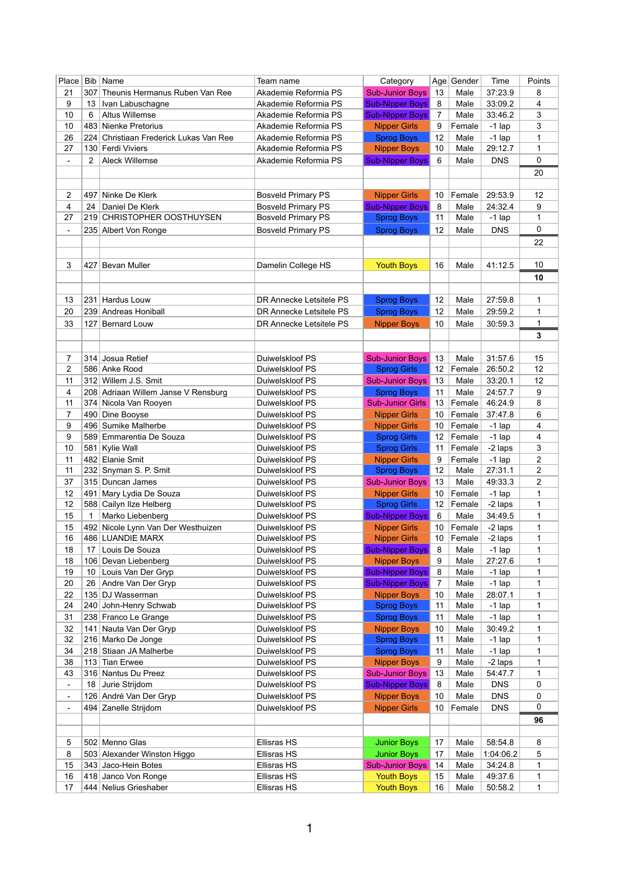| Place | Bib | Name | Team name | Category | Age | Gender | Time | Points |
|---|---|---|---|---|---|---|---|---|
| 21 | 307 | Theunis Hermanus Ruben Van Ree | Akademie Reformia PS | Sub-Junior Boys | 13 | Male | 37:23.9 | 8 |
| 9 | 13 | Ivan Labuschagne | Akademie Reformia PS | Sub-Nipper Boys | 8 | Male | 33:09.2 | 4 |
| 10 | 6 | Altus Willemse | Akademie Reformia PS | Sub-Nipper Boys | 7 | Male | 33:46.2 | 3 |
| 10 | 483 | Nienke Pretorius | Akademie Reformia PS | Nipper Girls | 9 | Female | -1 lap | 3 |
| 26 | 224 | Christiaan Frederick Lukas Van Ree | Akademie Reformia PS | Sprog Boys | 12 | Male | -1 lap | 1 |
| 27 | 130 | Ferdi Viviers | Akademie Reformia PS | Nipper Boys | 10 | Male | 29:12.7 | 1 |
| - | 2 | Aleck Willemse | Akademie Reformia PS | Sub-Nipper Boys | 6 | Male | DNS | 0 |
| | | | | | | | | 20 |
| | | | | | | | | |
| 2 | 497 | Ninke De Klerk | Bosveld Primary PS | Nipper Girls | 10 | Female | 29:53.9 | 12 |
| 4 | 24 | Daniel De Klerk | Bosveld Primary PS | Sub-Nipper Boys | 8 | Male | 24:32.4 | 9 |
| 27 | 219 | CHRISTOPHER OOSTHUYSEN | Bosveld Primary PS | Sprog Boys | 11 | Male | -1 lap | 1 |
| - | 235 | Albert Von Ronge | Bosveld Primary PS | Sprog Boys | 12 | Male | DNS | 0 |
| | | | | | | | | 22 |
| | | | | | | | | |
| 3 | 427 | Bevan Muller | Damelin College HS | Youth Boys | 16 | Male | 41:12.5 | 10 |
| | | | | | | | | **10** |
| | | | | | | | | |
| 13 | 231 | Hardus Louw | DR Annecke Letsitele PS | Sprog Boys | 12 | Male | 27:59.8 | 1 |
| 20 | 239 | Andreas Honiball | DR Annecke Letsitele PS | Sprog Boys | 12 | Male | 29:59.2 | 1 |
| 33 | 127 | Bernard Louw | DR Annecke Letsitele PS | Nipper Boys | 10 | Male | 30:59.3 | 1 |
| | | | | | | | | **3** |
| | | | | | | | | |
| 7 | 314 | Josua Retief | Duiwelskloof PS | Sub-Junior Boys | 13 | Male | 31:57.6 | 15 |
| 2 | 586 | Anke Rood | Duiwelskloof PS | Sprog Girls | 12 | Female | 26:50.2 | 12 |
| 11 | 312 | Willem J.S. Smit | Duiwelskloof PS | Sub-Junior Boys | 13 | Male | 33:20.1 | 12 |
| 4 | 208 | Adriaan Willem Janse V Rensburg | Duiwelskloof PS | Sprog Boys | 11 | Male | 24:57.7 | 9 |
| 11 | 374 | Nicola Van Rooyen | Duiwelskloof PS | Sub-Junior Girls | 13 | Female | 46:24.9 | 8 |
| 7 | 490 | Dine Booyse | Duiwelskloof PS | Nipper Girls | 10 | Female | 37:47.8 | 6 |
| 9 | 496 | Sumike Malherbe | Duiwelskloof PS | Nipper Girls | 10 | Female | -1 lap | 4 |
| 9 | 589 | Emmarentia De Souza | Duiwelskloof PS | Sprog Girls | 12 | Female | -1 lap | 4 |
| 10 | 581 | Kylie Wall | Duiwelskloof PS | Sprog Girls | 11 | Female | -2 laps | 3 |
| 11 | 482 | Elanie Smit | Duiwelskloof PS | Nipper Girls | 9 | Female | -1 lap | 2 |
| 11 | 232 | Snyman S. P. Smit | Duiwelskloof PS | Sprog Boys | 12 | Male | 27:31.1 | 2 |
| 37 | 315 | Duncan James | Duiwelskloof PS | Sub-Junior Boys | 13 | Male | 49:33.3 | 2 |
| 12 | 491 | Mary Lydia De Souza | Duiwelskloof PS | Nipper Girls | 10 | Female | -1 lap | 1 |
| 12 | 588 | Cailyn Ilze Helberg | Duiwelskloof PS | Sprog Girls | 12 | Female | -2 laps | 1 |
| 15 | 1 | Marko Liebenberg | Duiwelskloof PS | Sub-Nipper Boys | 6 | Male | 34:49.5 | 1 |
| 15 | 492 | Nicole Lynn Van Der Westhuizen | Duiwelskloof PS | Nipper Girls | 10 | Female | -2 laps | 1 |
| 16 | 486 | LUANDIE MARX | Duiwelskloof PS | Nipper Girls | 10 | Female | -2 laps | 1 |
| 18 | 17 | Louis De Souza | Duiwelskloof PS | Sub-Nipper Boys | 8 | Male | -1 lap | 1 |
| 18 | 106 | Devan Liebenberg | Duiwelskloof PS | Nipper Boys | 9 | Male | 27:27.6 | 1 |
| 19 | 10 | Louis Van Der Gryp | Duiwelskloof PS | Sub-Nipper Boys | 8 | Male | -1 lap | 1 |
| 20 | 26 | Andre Van Der Gryp | Duiwelskloof PS | Sub-Nipper Boys | 7 | Male | -1 lap | 1 |
| 22 | 135 | DJ Wasserman | Duiwelskloof PS | Nipper Boys | 10 | Male | 28:07.1 | 1 |
| 24 | 240 | John-Henry Schwab | Duiwelskloof PS | Sprog Boys | 11 | Male | -1 lap | 1 |
| 31 | 238 | Franco Le Grange | Duiwelskloof PS | Sprog Boys | 11 | Male | -1 lap | 1 |
| 32 | 141 | Nauta Van Der Gryp | Duiwelskloof PS | Nipper Boys | 10 | Male | 30:49.2 | 1 |
| 32 | 216 | Marko De Jonge | Duiwelskloof PS | Sprog Boys | 11 | Male | -1 lap | 1 |
| 34 | 218 | Stiaan JA Malherbe | Duiwelskloof PS | Sprog Boys | 11 | Male | -1 lap | 1 |
| 38 | 113 | Tian Erwee | Duiwelskloof PS | Nipper Boys | 9 | Male | -2 laps | 1 |
| 43 | 316 | Nantus Du Preez | Duiwelskloof PS | Sub-Junior Boys | 13 | Male | 54:47.7 | 1 |
| - | 18 | Jurie Strijdom | Duiwelskloof PS | Sub-Nipper Boys | 8 | Male | DNS | 0 |
| - | 126 | André Van Der Gryp | Duiwelskloof PS | Nipper Boys | 10 | Male | DNS | 0 |
| - | 494 | Zanelle Strijdom | Duiwelskloof PS | Nipper Girls | 10 | Female | DNS | 0 |
| | | | | | | | | **96** |
| | | | | | | | | |
| 5 | 502 | Menno Glas | Ellisras HS | Junior Boys | 17 | Male | 58:54.8 | 8 |
| 8 | 503 | Alexander Winston Higgo | Ellisras HS | Junior Boys | 17 | Male | 1:04:06.2 | 5 |
| 15 | 343 | Jaco-Hein Botes | Ellisras HS | Sub-Junior Boys | 14 | Male | 34:24.8 | 1 |
| 16 | 418 | Janco Von Ronge | Ellisras HS | Youth Boys | 15 | Male | 49:37.6 | 1 |
| 17 | 444 | Nelius Grieshaber | Ellisras HS | Youth Boys | 16 | Male | 50:58.2 | 1 |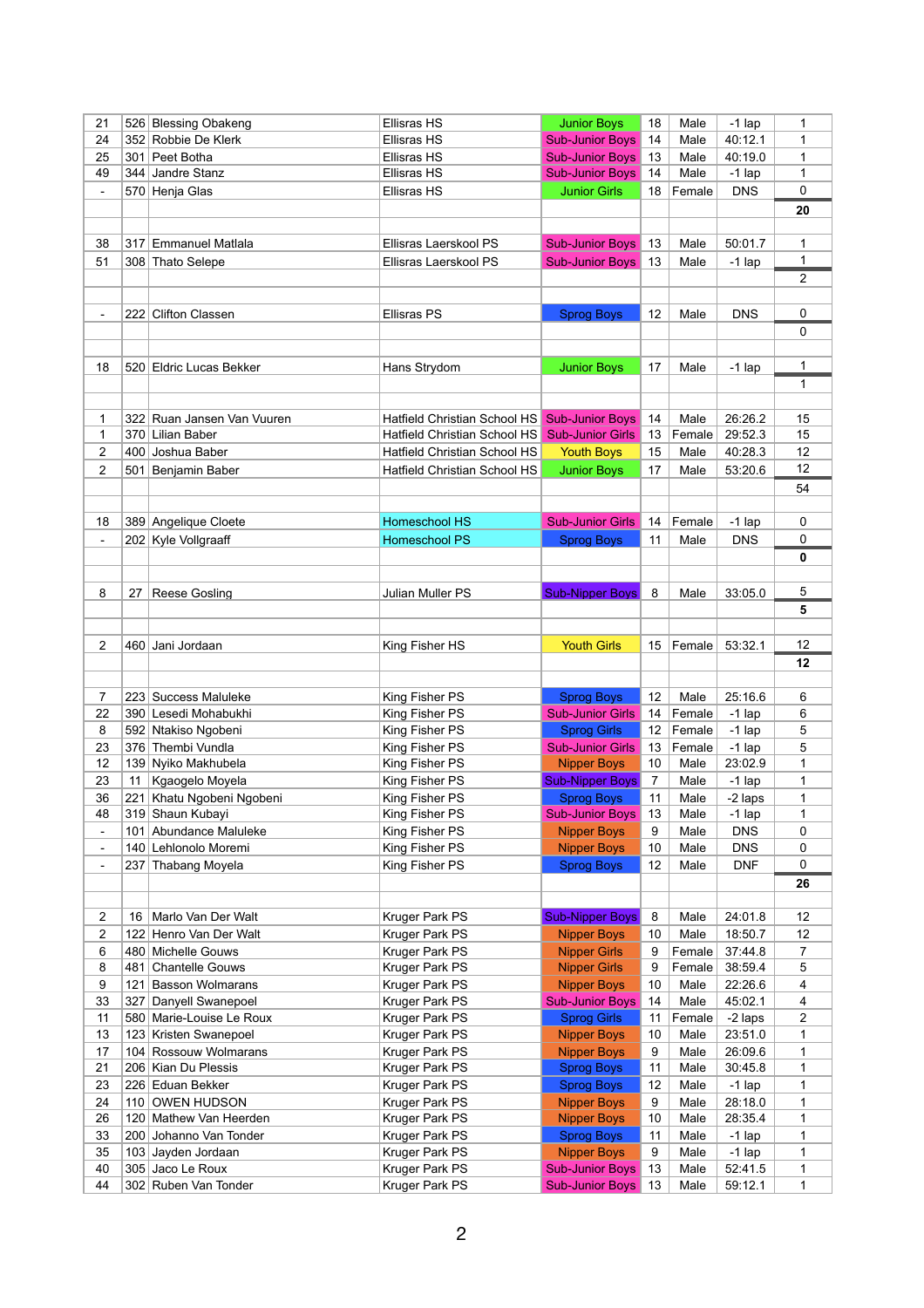| | | | | | | | | |
|---|---|---|---|---|---|---|---|---|
| 21 | 526 | Blessing Obakeng | Ellisras HS | Junior Boys | 18 | Male | -1 lap | 1 |
| 24 | 352 | Robbie De Klerk | Ellisras HS | Sub-Junior Boys | 14 | Male | 40:12.1 | 1 |
| 25 | 301 | Peet Botha | Ellisras HS | Sub-Junior Boys | 13 | Male | 40:19.0 | 1 |
| 49 | 344 | Jandre Stanz | Ellisras HS | Sub-Junior Boys | 14 | Male | -1 lap | 1 |
| - | 570 | Henja Glas | Ellisras HS | Junior Girls | 18 | Female | DNS | 0 |
| | | | | | | | | **20** |
| | | | | | | | | |
| 38 | 317 | Emmanuel Matlala | Ellisras Laerskool PS | Sub-Junior Boys | 13 | Male | 50:01.7 | 1 |
| 51 | 308 | Thato Selepe | Ellisras Laerskool PS | Sub-Junior Boys | 13 | Male | -1 lap | 1 |
| | | | | | | | | 2 |
| | | | | | | | | |
| - | 222 | Clifton Classen | Ellisras PS | Sprog Boys | 12 | Male | DNS | 0 |
| | | | | | | | | 0 |
| | | | | | | | | |
| 18 | 520 | Eldric Lucas Bekker | Hans Strydom | Junior Boys | 17 | Male | -1 lap | 1 |
| | | | | | | | | 1 |
| | | | | | | | | |
| 1 | 322 | Ruan Jansen Van Vuuren | Hatfield Christian School HS | Sub-Junior Boys | 14 | Male | 26:26.2 | 15 |
| 1 | 370 | Lilian Baber | Hatfield Christian School HS | Sub-Junior Girls | 13 | Female | 29:52.3 | 15 |
| 2 | 400 | Joshua Baber | Hatfield Christian School HS | Youth Boys | 15 | Male | 40:28.3 | 12 |
| 2 | 501 | Benjamin Baber | Hatfield Christian School HS | Junior Boys | 17 | Male | 53:20.6 | 12 |
| | | | | | | | | 54 |
| | | | | | | | | |
| 18 | 389 | Angelique Cloete | Homeschool HS | Sub-Junior Girls | 14 | Female | -1 lap | 0 |
| - | 202 | Kyle Vollgraaff | Homeschool PS | Sprog Boys | 11 | Male | DNS | 0 |
| | | | | | | | | **0** |
| | | | | | | | | |
| 8 | 27 | Reese Gosling | Julian Muller PS | Sub-Nipper Boys | 8 | Male | 33:05.0 | 5 |
| | | | | | | | | **5** |
| | | | | | | | | |
| 2 | 460 | Jani Jordaan | King Fisher HS | Youth Girls | 15 | Female | 53:32.1 | 12 |
| | | | | | | | | **12** |
| | | | | | | | | |
| 7 | 223 | Success Maluleke | King Fisher PS | Sprog Boys | 12 | Male | 25:16.6 | 6 |
| 22 | 390 | Lesedi Mohabukhi | King Fisher PS | Sub-Junior Girls | 14 | Female | -1 lap | 6 |
| 8 | 592 | Ntakiso Ngobeni | King Fisher PS | Sprog Girls | 12 | Female | -1 lap | 5 |
| 23 | 376 | Thembi Vundla | King Fisher PS | Sub-Junior Girls | 13 | Female | -1 lap | 5 |
| 12 | 139 | Nyiko Makhubela | King Fisher PS | Nipper Boys | 10 | Male | 23:02.9 | 1 |
| 23 | 11 | Kgaogelo Moyela | King Fisher PS | Sub-Nipper Boys | 7 | Male | -1 lap | 1 |
| 36 | 221 | Khatu Ngobeni Ngobeni | King Fisher PS | Sprog Boys | 11 | Male | -2 laps | 1 |
| 48 | 319 | Shaun Kubayi | King Fisher PS | Sub-Junior Boys | 13 | Male | -1 lap | 1 |
| - | 101 | Abundance Maluleke | King Fisher PS | Nipper Boys | 9 | Male | DNS | 0 |
| - | 140 | Lehlonolo Moremi | King Fisher PS | Nipper Boys | 10 | Male | DNS | 0 |
| - | 237 | Thabang Moyela | King Fisher PS | Sprog Boys | 12 | Male | DNF | 0 |
| | | | | | | | | **26** |
| | | | | | | | | |
| 2 | 16 | Marlo Van Der Walt | Kruger Park PS | Sub-Nipper Boys | 8 | Male | 24:01.8 | 12 |
| 2 | 122 | Henro Van Der Walt | Kruger Park PS | Nipper Boys | 10 | Male | 18:50.7 | 12 |
| 6 | 480 | Michelle Gouws | Kruger Park PS | Nipper Girls | 9 | Female | 37:44.8 | 7 |
| 8 | 481 | Chantelle Gouws | Kruger Park PS | Nipper Girls | 9 | Female | 38:59.4 | 5 |
| 9 | 121 | Basson Wolmarans | Kruger Park PS | Nipper Boys | 10 | Male | 22:26.6 | 4 |
| 33 | 327 | Danyell Swanepoel | Kruger Park PS | Sub-Junior Boys | 14 | Male | 45:02.1 | 4 |
| 11 | 580 | Marie-Louise Le Roux | Kruger Park PS | Sprog Girls | 11 | Female | -2 laps | 2 |
| 13 | 123 | Kristen Swanepoel | Kruger Park PS | Nipper Boys | 10 | Male | 23:51.0 | 1 |
| 17 | 104 | Rossouw Wolmarans | Kruger Park PS | Nipper Boys | 9 | Male | 26:09.6 | 1 |
| 21 | 206 | Kian Du Plessis | Kruger Park PS | Sprog Boys | 11 | Male | 30:45.8 | 1 |
| 23 | 226 | Eduan Bekker | Kruger Park PS | Sprog Boys | 12 | Male | -1 lap | 1 |
| 24 | 110 | OWEN HUDSON | Kruger Park PS | Nipper Boys | 9 | Male | 28:18.0 | 1 |
| 26 | 120 | Mathew Van Heerden | Kruger Park PS | Nipper Boys | 10 | Male | 28:35.4 | 1 |
| 33 | 200 | Johanno Van Tonder | Kruger Park PS | Sprog Boys | 11 | Male | -1 lap | 1 |
| 35 | 103 | Jayden Jordaan | Kruger Park PS | Nipper Boys | 9 | Male | -1 lap | 1 |
| 40 | 305 | Jaco Le Roux | Kruger Park PS | Sub-Junior Boys | 13 | Male | 52:41.5 | 1 |
| 44 | 302 | Ruben Van Tonder | Kruger Park PS | Sub-Junior Boys | 13 | Male | 59:12.1 | 1 |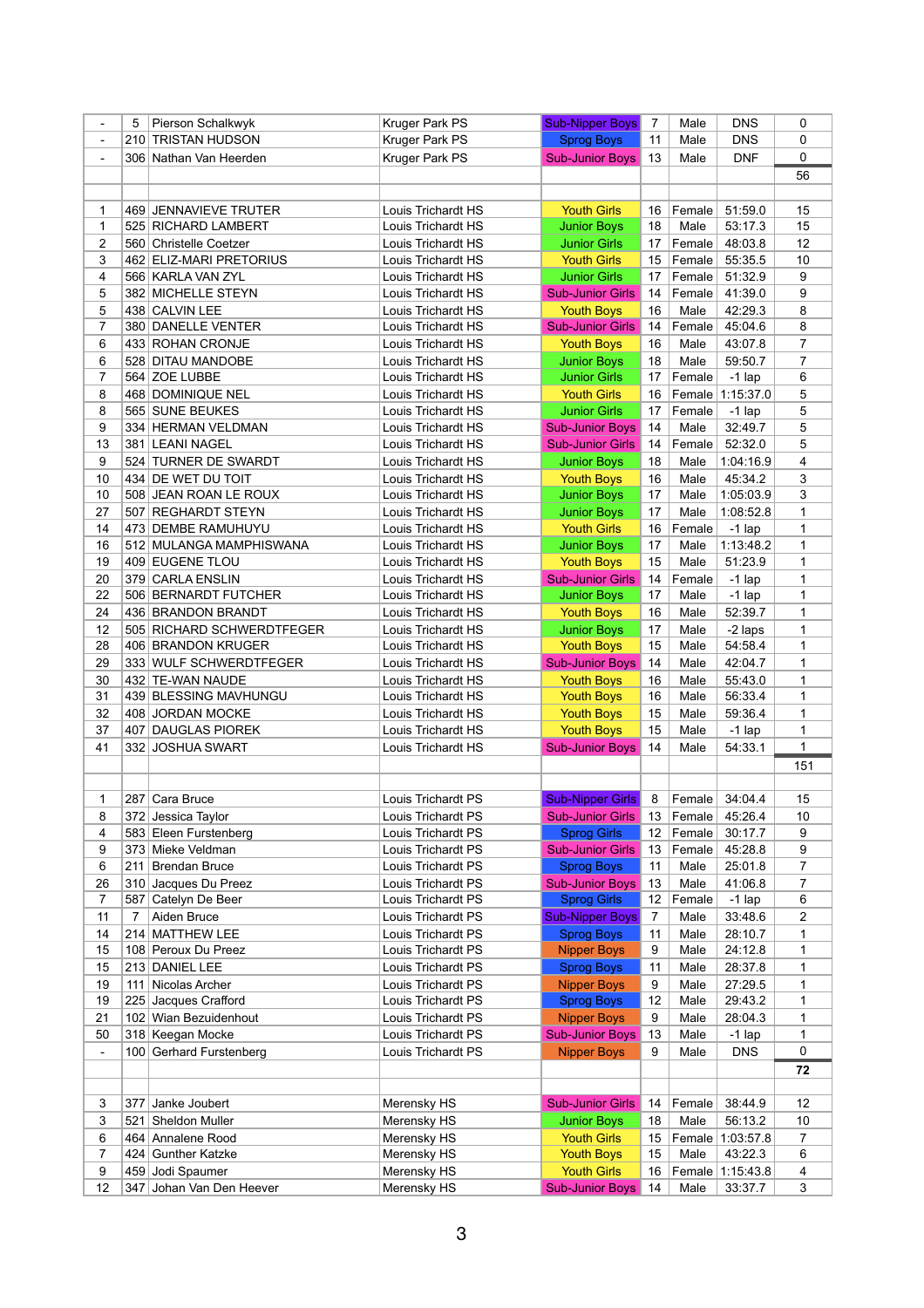| | | | | | | | | |
|---|---|---|---|---|---|---|---|---|
| - | 5 | Pierson Schalkwyk | Kruger Park PS | Sub-Nipper Boys | 7 | Male | DNS | 0 |
| - | 210 | TRISTAN HUDSON | Kruger Park PS | Sprog Boys | 11 | Male | DNS | 0 |
| - | 306 | Nathan Van Heerden | Kruger Park PS | Sub-Junior Boys | 13 | Male | DNF | 0 |
| | | | | | | | | 56 |
| | | | | | | | | |
| 1 | 469 | JENNAVIEVE TRUTER | Louis Trichardt HS | Youth Girls | 16 | Female | 51:59.0 | 15 |
| 1 | 525 | RICHARD LAMBERT | Louis Trichardt HS | Junior Boys | 18 | Male | 53:17.3 | 15 |
| 2 | 560 | Christelle Coetzer | Louis Trichardt HS | Junior Girls | 17 | Female | 48:03.8 | 12 |
| 3 | 462 | ELIZ-MARI PRETORIUS | Louis Trichardt HS | Youth Girls | 15 | Female | 55:35.5 | 10 |
| 4 | 566 | KARLA VAN ZYL | Louis Trichardt HS | Junior Girls | 17 | Female | 51:32.9 | 9 |
| 5 | 382 | MICHELLE STEYN | Louis Trichardt HS | Sub-Junior Girls | 14 | Female | 41:39.0 | 9 |
| 5 | 438 | CALVIN LEE | Louis Trichardt HS | Youth Boys | 16 | Male | 42:29.3 | 8 |
| 7 | 380 | DANELLE VENTER | Louis Trichardt HS | Sub-Junior Girls | 14 | Female | 45:04.6 | 8 |
| 6 | 433 | ROHAN CRONJE | Louis Trichardt HS | Youth Boys | 16 | Male | 43:07.8 | 7 |
| 6 | 528 | DITAU MANDOBE | Louis Trichardt HS | Junior Boys | 18 | Male | 59:50.7 | 7 |
| 7 | 564 | ZOE LUBBE | Louis Trichardt HS | Junior Girls | 17 | Female | -1 lap | 6 |
| 8 | 468 | DOMINIQUE NEL | Louis Trichardt HS | Youth Girls | 16 | Female | 1:15:37.0 | 5 |
| 8 | 565 | SUNE BEUKES | Louis Trichardt HS | Junior Girls | 17 | Female | -1 lap | 5 |
| 9 | 334 | HERMAN VELDMAN | Louis Trichardt HS | Sub-Junior Boys | 14 | Male | 32:49.7 | 5 |
| 13 | 381 | LEANI NAGEL | Louis Trichardt HS | Sub-Junior Girls | 14 | Female | 52:32.0 | 5 |
| 9 | 524 | TURNER DE SWARDT | Louis Trichardt HS | Junior Boys | 18 | Male | 1:04:16.9 | 4 |
| 10 | 434 | DE WET DU TOIT | Louis Trichardt HS | Youth Boys | 16 | Male | 45:34.2 | 3 |
| 10 | 508 | JEAN ROAN LE ROUX | Louis Trichardt HS | Junior Boys | 17 | Male | 1:05:03.9 | 3 |
| 27 | 507 | REGHARDT STEYN | Louis Trichardt HS | Junior Boys | 17 | Male | 1:08:52.8 | 1 |
| 14 | 473 | DEMBE RAMUHUYU | Louis Trichardt HS | Youth Girls | 16 | Female | -1 lap | 1 |
| 16 | 512 | MULANGA MAMPHISWANA | Louis Trichardt HS | Junior Boys | 17 | Male | 1:13:48.2 | 1 |
| 19 | 409 | EUGENE TLOU | Louis Trichardt HS | Youth Boys | 15 | Male | 51:23.9 | 1 |
| 20 | 379 | CARLA ENSLIN | Louis Trichardt HS | Sub-Junior Girls | 14 | Female | -1 lap | 1 |
| 22 | 506 | BERNARDT FUTCHER | Louis Trichardt HS | Junior Boys | 17 | Male | -1 lap | 1 |
| 24 | 436 | BRANDON BRANDT | Louis Trichardt HS | Youth Boys | 16 | Male | 52:39.7 | 1 |
| 12 | 505 | RICHARD SCHWERDTFEGER | Louis Trichardt HS | Junior Boys | 17 | Male | -2 laps | 1 |
| 28 | 406 | BRANDON KRUGER | Louis Trichardt HS | Youth Boys | 15 | Male | 54:58.4 | 1 |
| 29 | 333 | WULF SCHWERDTFEGER | Louis Trichardt HS | Sub-Junior Boys | 14 | Male | 42:04.7 | 1 |
| 30 | 432 | TE-WAN NAUDE | Louis Trichardt HS | Youth Boys | 16 | Male | 55:43.0 | 1 |
| 31 | 439 | BLESSING MAVHUNGU | Louis Trichardt HS | Youth Boys | 16 | Male | 56:33.4 | 1 |
| 32 | 408 | JORDAN MOCKE | Louis Trichardt HS | Youth Boys | 15 | Male | 59:36.4 | 1 |
| 37 | 407 | DAUGLAS PIOREK | Louis Trichardt HS | Youth Boys | 15 | Male | -1 lap | 1 |
| 41 | 332 | JOSHUA SWART | Louis Trichardt HS | Sub-Junior Boys | 14 | Male | 54:33.1 | 1 |
| | | | | | | | | 151 |
| | | | | | | | | |
| 1 | 287 | Cara Bruce | Louis Trichardt PS | Sub-Nipper Girls | 8 | Female | 34:04.4 | 15 |
| 8 | 372 | Jessica Taylor | Louis Trichardt PS | Sub-Junior Girls | 13 | Female | 45:26.4 | 10 |
| 4 | 583 | Eleen Furstenberg | Louis Trichardt PS | Sprog Girls | 12 | Female | 30:17.7 | 9 |
| 9 | 373 | Mieke Veldman | Louis Trichardt PS | Sub-Junior Girls | 13 | Female | 45:28.8 | 9 |
| 6 | 211 | Brendan Bruce | Louis Trichardt PS | Sprog Boys | 11 | Male | 25:01.8 | 7 |
| 26 | 310 | Jacques Du Preez | Louis Trichardt PS | Sub-Junior Boys | 13 | Male | 41:06.8 | 7 |
| 7 | 587 | Catelyn De Beer | Louis Trichardt PS | Sprog Girls | 12 | Female | -1 lap | 6 |
| 11 | 7 | Aiden Bruce | Louis Trichardt PS | Sub-Nipper Boys | 7 | Male | 33:48.6 | 2 |
| 14 | 214 | MATTHEW LEE | Louis Trichardt PS | Sprog Boys | 11 | Male | 28:10.7 | 1 |
| 15 | 108 | Peroux Du Preez | Louis Trichardt PS | Nipper Boys | 9 | Male | 24:12.8 | 1 |
| 15 | 213 | DANIEL LEE | Louis Trichardt PS | Sprog Boys | 11 | Male | 28:37.8 | 1 |
| 19 | 111 | Nicolas Archer | Louis Trichardt PS | Nipper Boys | 9 | Male | 27:29.5 | 1 |
| 19 | 225 | Jacques Crafford | Louis Trichardt PS | Sprog Boys | 12 | Male | 29:43.2 | 1 |
| 21 | 102 | Wian Bezuidenhout | Louis Trichardt PS | Nipper Boys | 9 | Male | 28:04.3 | 1 |
| 50 | 318 | Keegan Mocke | Louis Trichardt PS | Sub-Junior Boys | 13 | Male | -1 lap | 1 |
| - | 100 | Gerhard Furstenberg | Louis Trichardt PS | Nipper Boys | 9 | Male | DNS | 0 |
| | | | | | | | | **72** |
| | | | | | | | | |
| 3 | 377 | Janke Joubert | Merensky HS | Sub-Junior Girls | 14 | Female | 38:44.9 | 12 |
| 3 | 521 | Sheldon Muller | Merensky HS | Junior Boys | 18 | Male | 56:13.2 | 10 |
| 6 | 464 | Annalene Rood | Merensky HS | Youth Girls | 15 | Female | 1:03:57.8 | 7 |
| 7 | 424 | Gunther Katzke | Merensky HS | Youth Boys | 15 | Male | 43:22.3 | 6 |
| 9 | 459 | Jodi Spaumer | Merensky HS | Youth Girls | 16 | Female | 1:15:43.8 | 4 |
| 12 | 347 | Johan Van Den Heever | Merensky HS | Sub-Junior Boys | 14 | Male | 33:37.7 | 3 |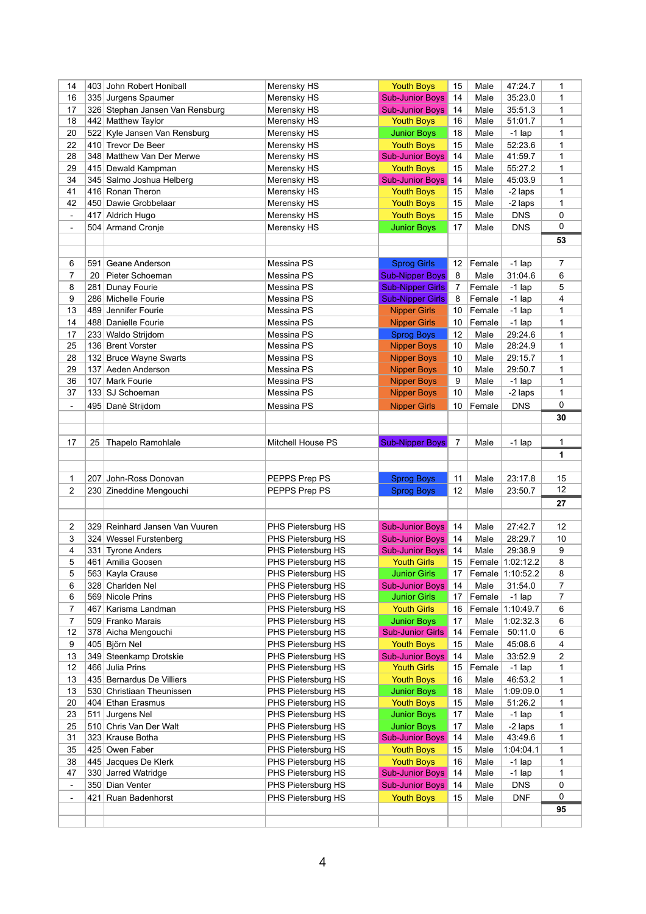| | | | | | | | | |
|---|---|---|---|---|---|---|---|---|
| 14 | 403 | John Robert Honiball | Merensky HS | Youth Boys | 15 | Male | 47:24.7 | 1 |
| 16 | 335 | Jurgens Spaumer | Merensky HS | Sub-Junior Boys | 14 | Male | 35:23.0 | 1 |
| 17 | 326 | Stephan Jansen Van Rensburg | Merensky HS | Sub-Junior Boys | 14 | Male | 35:51.3 | 1 |
| 18 | 442 | Matthew Taylor | Merensky HS | Youth Boys | 16 | Male | 51:01.7 | 1 |
| 20 | 522 | Kyle Jansen Van Rensburg | Merensky HS | Junior Boys | 18 | Male | -1 lap | 1 |
| 22 | 410 | Trevor De Beer | Merensky HS | Youth Boys | 15 | Male | 52:23.6 | 1 |
| 28 | 348 | Matthew Van Der Merwe | Merensky HS | Sub-Junior Boys | 14 | Male | 41:59.7 | 1 |
| 29 | 415 | Dewald Kampman | Merensky HS | Youth Boys | 15 | Male | 55:27.2 | 1 |
| 34 | 345 | Salmo Joshua Helberg | Merensky HS | Sub-Junior Boys | 14 | Male | 45:03.9 | 1 |
| 41 | 416 | Ronan Theron | Merensky HS | Youth Boys | 15 | Male | -2 laps | 1 |
| 42 | 450 | Dawie Grobbelaar | Merensky HS | Youth Boys | 15 | Male | -2 laps | 1 |
| - | 417 | Aldrich Hugo | Merensky HS | Youth Boys | 15 | Male | DNS | 0 |
| - | 504 | Armand Cronje | Merensky HS | Junior Boys | 17 | Male | DNS | 0 |
| | | | | | | | | **53** |
| | | | | | | | | |
| 6 | 591 | Geane Anderson | Messina PS | Sprog Girls | 12 | Female | -1 lap | 7 |
| 7 | 20 | Pieter Schoeman | Messina PS | Sub-Nipper Boys | 8 | Male | 31:04.6 | 6 |
| 8 | 281 | Dunay Fourie | Messina PS | Sub-Nipper Girls | 7 | Female | -1 lap | 5 |
| 9 | 286 | Michelle Fourie | Messina PS | Sub-Nipper Girls | 8 | Female | -1 lap | 4 |
| 13 | 489 | Jennifer Fourie | Messina PS | Nipper Girls | 10 | Female | -1 lap | 1 |
| 14 | 488 | Danielle Fourie | Messina PS | Nipper Girls | 10 | Female | -1 lap | 1 |
| 17 | 233 | Waldo Strijdom | Messina PS | Sprog Boys | 12 | Male | 29:24.6 | 1 |
| 25 | 136 | Brent Vorster | Messina PS | Nipper Boys | 10 | Male | 28:24.9 | 1 |
| 28 | 132 | Bruce Wayne Swarts | Messina PS | Nipper Boys | 10 | Male | 29:15.7 | 1 |
| 29 | 137 | Aeden Anderson | Messina PS | Nipper Boys | 10 | Male | 29:50.7 | 1 |
| 36 | 107 | Mark Fourie | Messina PS | Nipper Boys | 9 | Male | -1 lap | 1 |
| 37 | 133 | SJ Schoeman | Messina PS | Nipper Boys | 10 | Male | -2 laps | 1 |
| - | 495 | Danè Strijdom | Messina PS | Nipper Girls | 10 | Female | DNS | 0 |
| | | | | | | | | **30** |
| | | | | | | | | |
| 17 | 25 | Thapelo Ramohlale | Mitchell House PS | Sub-Nipper Boys | 7 | Male | -1 lap | 1 |
| | | | | | | | | **1** |
| | | | | | | | | |
| 1 | 207 | John-Ross Donovan | PEPPS Prep PS | Sprog Boys | 11 | Male | 23:17.8 | 15 |
| 2 | 230 | Zineddine Mengouchi | PEPPS Prep PS | Sprog Boys | 12 | Male | 23:50.7 | 12 |
| | | | | | | | | **27** |
| | | | | | | | | |
| 2 | 329 | Reinhard Jansen Van Vuuren | PHS Pietersburg HS | Sub-Junior Boys | 14 | Male | 27:42.7 | 12 |
| 3 | 324 | Wessel Furstenberg | PHS Pietersburg HS | Sub-Junior Boys | 14 | Male | 28:29.7 | 10 |
| 4 | 331 | Tyrone Anders | PHS Pietersburg HS | Sub-Junior Boys | 14 | Male | 29:38.9 | 9 |
| 5 | 461 | Amilia Goosen | PHS Pietersburg HS | Youth Girls | 15 | Female | 1:02:12.2 | 8 |
| 5 | 563 | Kayla Crause | PHS Pietersburg HS | Junior Girls | 17 | Female | 1:10:52.2 | 8 |
| 6 | 328 | Charlden Nel | PHS Pietersburg HS | Sub-Junior Boys | 14 | Male | 31:54.0 | 7 |
| 6 | 569 | Nicole Prins | PHS Pietersburg HS | Junior Girls | 17 | Female | -1 lap | 7 |
| 7 | 467 | Karisma Landman | PHS Pietersburg HS | Youth Girls | 16 | Female | 1:10:49.7 | 6 |
| 7 | 509 | Franko Marais | PHS Pietersburg HS | Junior Boys | 17 | Male | 1:02:32.3 | 6 |
| 12 | 378 | Aicha Mengouchi | PHS Pietersburg HS | Sub-Junior Girls | 14 | Female | 50:11.0 | 6 |
| 9 | 405 | Björn Nel | PHS Pietersburg HS | Youth Boys | 15 | Male | 45:08.6 | 4 |
| 13 | 349 | Steenkamp Drotskie | PHS Pietersburg HS | Sub-Junior Boys | 14 | Male | 33:52.9 | 2 |
| 12 | 466 | Julia Prins | PHS Pietersburg HS | Youth Girls | 15 | Female | -1 lap | 1 |
| 13 | 435 | Bernardus De Villiers | PHS Pietersburg HS | Youth Boys | 16 | Male | 46:53.2 | 1 |
| 13 | 530 | Christiaan Theunissen | PHS Pietersburg HS | Junior Boys | 18 | Male | 1:09:09.0 | 1 |
| 20 | 404 | Ethan Erasmus | PHS Pietersburg HS | Youth Boys | 15 | Male | 51:26.2 | 1 |
| 23 | 511 | Jurgens Nel | PHS Pietersburg HS | Junior Boys | 17 | Male | -1 lap | 1 |
| 25 | 510 | Chris Van Der Walt | PHS Pietersburg HS | Junior Boys | 17 | Male | -2 laps | 1 |
| 31 | 323 | Krause Botha | PHS Pietersburg HS | Sub-Junior Boys | 14 | Male | 43:49.6 | 1 |
| 35 | 425 | Owen Faber | PHS Pietersburg HS | Youth Boys | 15 | Male | 1:04:04.1 | 1 |
| 38 | 445 | Jacques De Klerk | PHS Pietersburg HS | Youth Boys | 16 | Male | -1 lap | 1 |
| 47 | 330 | Jarred Watridge | PHS Pietersburg HS | Sub-Junior Boys | 14 | Male | -1 lap | 1 |
| - | 350 | Dian Venter | PHS Pietersburg HS | Sub-Junior Boys | 14 | Male | DNS | 0 |
| - | 421 | Ruan Badenhorst | PHS Pietersburg HS | Youth Boys | 15 | Male | DNF | 0 |
| | | | | | | | | **95** |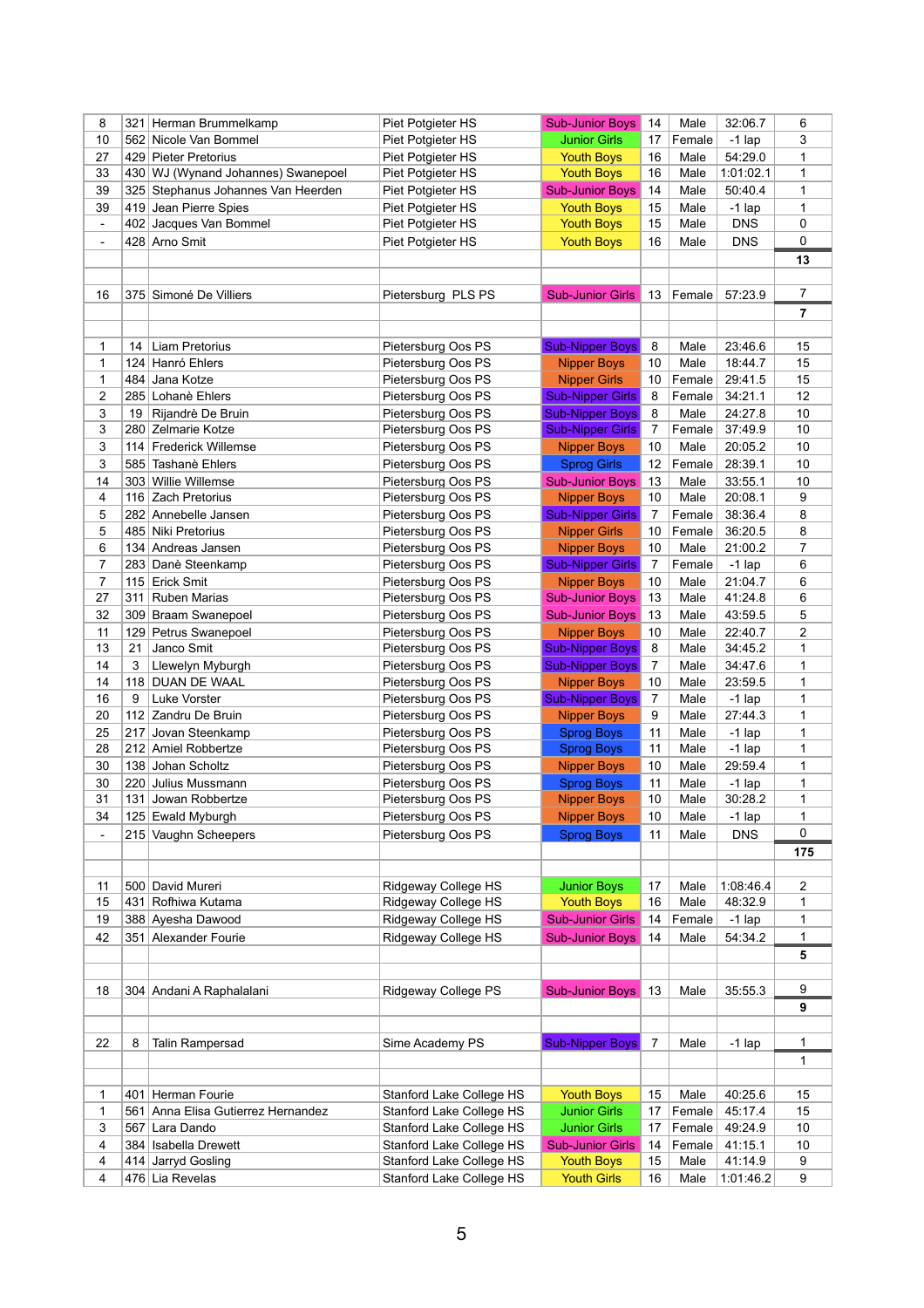| | | | | | | | | |
|---|---|---|---|---|---|---|---|---|
| 8 | 321 | Herman Brummelkamp | Piet Potgieter HS | Sub-Junior Boys | 14 | Male | 32:06.7 | 6 |
| 10 | 562 | Nicole Van Bommel | Piet Potgieter HS | Junior Girls | 17 | Female | -1 lap | 3 |
| 27 | 429 | Pieter Pretorius | Piet Potgieter HS | Youth Boys | 16 | Male | 54:29.0 | 1 |
| 33 | 430 | WJ (Wynand Johannes) Swanepoel | Piet Potgieter HS | Youth Boys | 16 | Male | 1:01:02.1 | 1 |
| 39 | 325 | Stephanus Johannes Van Heerden | Piet Potgieter HS | Sub-Junior Boys | 14 | Male | 50:40.4 | 1 |
| 39 | 419 | Jean Pierre Spies | Piet Potgieter HS | Youth Boys | 15 | Male | -1 lap | 1 |
| - | 402 | Jacques Van Bommel | Piet Potgieter HS | Youth Boys | 15 | Male | DNS | 0 |
| - | 428 | Arno Smit | Piet Potgieter HS | Youth Boys | 16 | Male | DNS | 0 |
| | | | | | | | | **13** |
| | | | | | | | | |
| 16 | 375 | Simoné De Villiers | Pietersburg PLS PS | Sub-Junior Girls | 13 | Female | 57:23.9 | 7 |
| | | | | | | | | **7** |
| | | | | | | | | |
| 1 | 14 | Liam Pretorius | Pietersburg Oos PS | Sub-Nipper Boys | 8 | Male | 23:46.6 | 15 |
| 1 | 124 | Hanró Ehlers | Pietersburg Oos PS | Nipper Boys | 10 | Male | 18:44.7 | 15 |
| 1 | 484 | Jana Kotze | Pietersburg Oos PS | Nipper Girls | 10 | Female | 29:41.5 | 15 |
| 2 | 285 | Lohanè Ehlers | Pietersburg Oos PS | Sub-Nipper Girls | 8 | Female | 34:21.1 | 12 |
| 3 | 19 | Rijandrè De Bruin | Pietersburg Oos PS | Sub-Nipper Boys | 8 | Male | 24:27.8 | 10 |
| 3 | 280 | Zelmarie Kotze | Pietersburg Oos PS | Sub-Nipper Girls | 7 | Female | 37:49.9 | 10 |
| 3 | 114 | Frederick Willemse | Pietersburg Oos PS | Nipper Boys | 10 | Male | 20:05.2 | 10 |
| 3 | 585 | Tashanè Ehlers | Pietersburg Oos PS | Sprog Girls | 12 | Female | 28:39.1 | 10 |
| 14 | 303 | Willie Willemse | Pietersburg Oos PS | Sub-Junior Boys | 13 | Male | 33:55.1 | 10 |
| 4 | 116 | Zach Pretorius | Pietersburg Oos PS | Nipper Boys | 10 | Male | 20:08.1 | 9 |
| 5 | 282 | Annebelle Jansen | Pietersburg Oos PS | Sub-Nipper Girls | 7 | Female | 38:36.4 | 8 |
| 5 | 485 | Niki Pretorius | Pietersburg Oos PS | Nipper Girls | 10 | Female | 36:20.5 | 8 |
| 6 | 134 | Andreas Jansen | Pietersburg Oos PS | Nipper Boys | 10 | Male | 21:00.2 | 7 |
| 7 | 283 | Danè Steenkamp | Pietersburg Oos PS | Sub-Nipper Girls | 7 | Female | -1 lap | 6 |
| 7 | 115 | Erick Smit | Pietersburg Oos PS | Nipper Boys | 10 | Male | 21:04.7 | 6 |
| 27 | 311 | Ruben Marias | Pietersburg Oos PS | Sub-Junior Boys | 13 | Male | 41:24.8 | 6 |
| 32 | 309 | Braam Swanepoel | Pietersburg Oos PS | Sub-Junior Boys | 13 | Male | 43:59.5 | 5 |
| 11 | 129 | Petrus Swanepoel | Pietersburg Oos PS | Nipper Boys | 10 | Male | 22:40.7 | 2 |
| 13 | 21 | Janco Smit | Pietersburg Oos PS | Sub-Nipper Boys | 8 | Male | 34:45.2 | 1 |
| 14 | 3 | Llewelyn Myburgh | Pietersburg Oos PS | Sub-Nipper Boys | 7 | Male | 34:47.6 | 1 |
| 14 | 118 | DUAN DE WAAL | Pietersburg Oos PS | Nipper Boys | 10 | Male | 23:59.5 | 1 |
| 16 | 9 | Luke Vorster | Pietersburg Oos PS | Sub-Nipper Boys | 7 | Male | -1 lap | 1 |
| 20 | 112 | Zandru De Bruin | Pietersburg Oos PS | Nipper Boys | 9 | Male | 27:44.3 | 1 |
| 25 | 217 | Jovan Steenkamp | Pietersburg Oos PS | Sprog Boys | 11 | Male | -1 lap | 1 |
| 28 | 212 | Amiel Robbertze | Pietersburg Oos PS | Sprog Boys | 11 | Male | -1 lap | 1 |
| 30 | 138 | Johan Scholtz | Pietersburg Oos PS | Nipper Boys | 10 | Male | 29:59.4 | 1 |
| 30 | 220 | Julius Mussmann | Pietersburg Oos PS | Sprog Boys | 11 | Male | -1 lap | 1 |
| 31 | 131 | Jowan Robbertze | Pietersburg Oos PS | Nipper Boys | 10 | Male | 30:28.2 | 1 |
| 34 | 125 | Ewald Myburgh | Pietersburg Oos PS | Nipper Boys | 10 | Male | -1 lap | 1 |
| - | 215 | Vaughn Scheepers | Pietersburg Oos PS | Sprog Boys | 11 | Male | DNS | 0 |
| | | | | | | | | **175** |
| | | | | | | | | |
| 11 | 500 | David Mureri | Ridgeway College HS | Junior Boys | 17 | Male | 1:08:46.4 | 2 |
| 15 | 431 | Rofhiwa Kutama | Ridgeway College HS | Youth Boys | 16 | Male | 48:32.9 | 1 |
| 19 | 388 | Ayesha Dawood | Ridgeway College HS | Sub-Junior Girls | 14 | Female | -1 lap | 1 |
| 42 | 351 | Alexander Fourie | Ridgeway College HS | Sub-Junior Boys | 14 | Male | 54:34.2 | 1 |
| | | | | | | | | **5** |
| | | | | | | | | |
| 18 | 304 | Andani A Raphalalani | Ridgeway College PS | Sub-Junior Boys | 13 | Male | 35:55.3 | 9 |
| | | | | | | | | **9** |
| | | | | | | | | |
| 22 | 8 | Talin Rampersad | Sime Academy PS | Sub-Nipper Boys | 7 | Male | -1 lap | 1 |
| | | | | | | | | 1 |
| | | | | | | | | |
| 1 | 401 | Herman Fourie | Stanford Lake College HS | Youth Boys | 15 | Male | 40:25.6 | 15 |
| 1 | 561 | Anna Elisa Gutierrez Hernandez | Stanford Lake College HS | Junior Girls | 17 | Female | 45:17.4 | 15 |
| 3 | 567 | Lara Dando | Stanford Lake College HS | Junior Girls | 17 | Female | 49:24.9 | 10 |
| 4 | 384 | Isabella Drewett | Stanford Lake College HS | Sub-Junior Girls | 14 | Female | 41:15.1 | 10 |
| 4 | 414 | Jarryd Gosling | Stanford Lake College HS | Youth Boys | 15 | Male | 41:14.9 | 9 |
| 4 | 476 | Lia Revelas | Stanford Lake College HS | Youth Girls | 16 | Male | 1:01:46.2 | 9 |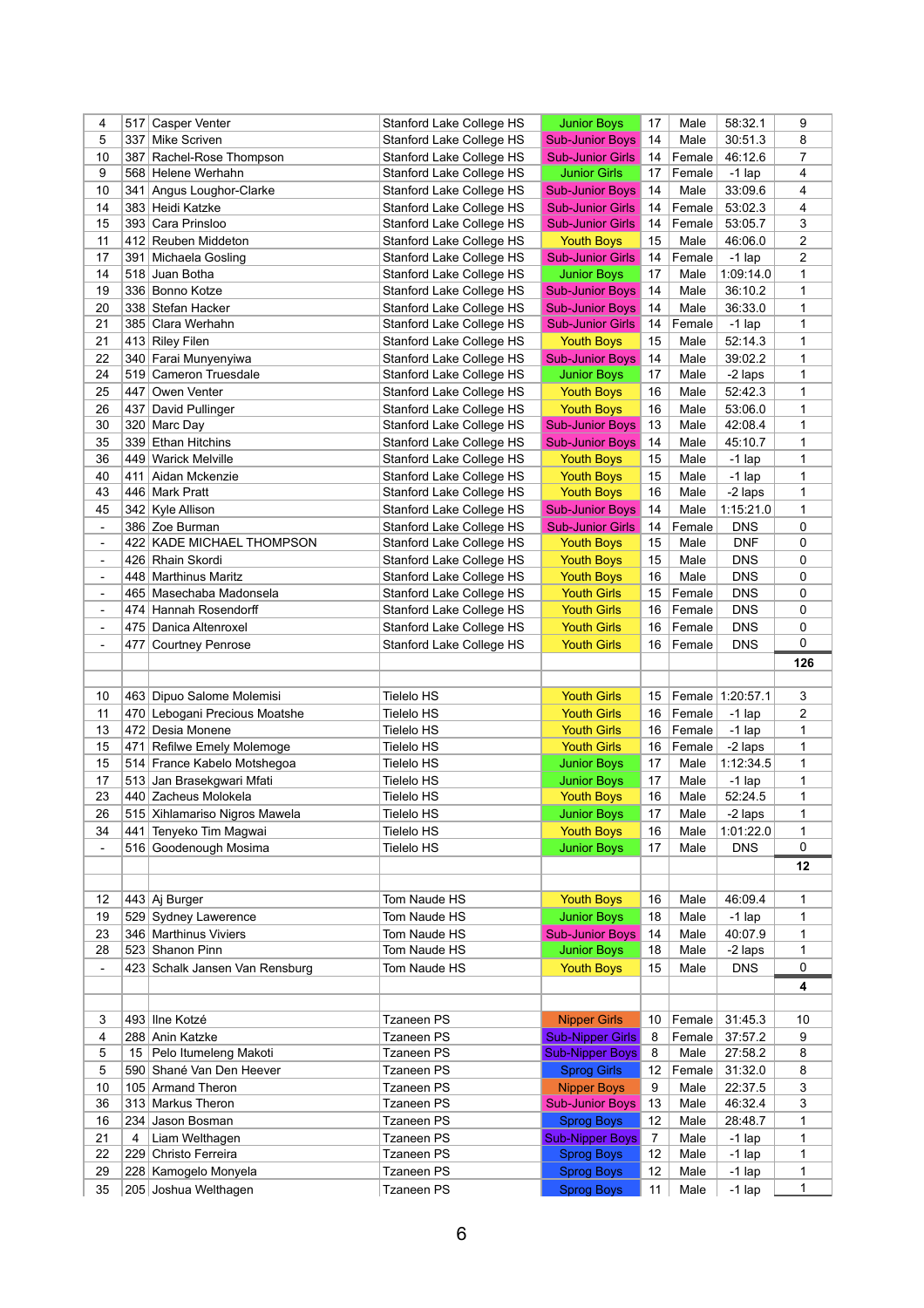| | | | | | | | | |
|---|---|---|---|---|---|---|---|---|
| 4 | 517 | Casper Venter | Stanford Lake College HS | Junior Boys | 17 | Male | 58:32.1 | 9 |
| 5 | 337 | Mike Scriven | Stanford Lake College HS | Sub-Junior Boys | 14 | Male | 30:51.3 | 8 |
| 10 | 387 | Rachel-Rose Thompson | Stanford Lake College HS | Sub-Junior Girls | 14 | Female | 46:12.6 | 7 |
| 9 | 568 | Helene Werhahn | Stanford Lake College HS | Junior Girls | 17 | Female | -1 lap | 4 |
| 10 | 341 | Angus Loughor-Clarke | Stanford Lake College HS | Sub-Junior Boys | 14 | Male | 33:09.6 | 4 |
| 14 | 383 | Heidi Katzke | Stanford Lake College HS | Sub-Junior Girls | 14 | Female | 53:02.3 | 4 |
| 15 | 393 | Cara Prinsloo | Stanford Lake College HS | Sub-Junior Girls | 14 | Female | 53:05.7 | 3 |
| 11 | 412 | Reuben Middeton | Stanford Lake College HS | Youth Boys | 15 | Male | 46:06.0 | 2 |
| 17 | 391 | Michaela Gosling | Stanford Lake College HS | Sub-Junior Girls | 14 | Female | -1 lap | 2 |
| 14 | 518 | Juan Botha | Stanford Lake College HS | Junior Boys | 17 | Male | 1:09:14.0 | 1 |
| 19 | 336 | Bonno Kotze | Stanford Lake College HS | Sub-Junior Boys | 14 | Male | 36:10.2 | 1 |
| 20 | 338 | Stefan Hacker | Stanford Lake College HS | Sub-Junior Boys | 14 | Male | 36:33.0 | 1 |
| 21 | 385 | Clara Werhahn | Stanford Lake College HS | Sub-Junior Girls | 14 | Female | -1 lap | 1 |
| 21 | 413 | Riley Filen | Stanford Lake College HS | Youth Boys | 15 | Male | 52:14.3 | 1 |
| 22 | 340 | Farai Munyenyiwa | Stanford Lake College HS | Sub-Junior Boys | 14 | Male | 39:02.2 | 1 |
| 24 | 519 | Cameron Truesdale | Stanford Lake College HS | Junior Boys | 17 | Male | -2 laps | 1 |
| 25 | 447 | Owen Venter | Stanford Lake College HS | Youth Boys | 16 | Male | 52:42.3 | 1 |
| 26 | 437 | David Pullinger | Stanford Lake College HS | Youth Boys | 16 | Male | 53:06.0 | 1 |
| 30 | 320 | Marc Day | Stanford Lake College HS | Sub-Junior Boys | 13 | Male | 42:08.4 | 1 |
| 35 | 339 | Ethan Hitchins | Stanford Lake College HS | Sub-Junior Boys | 14 | Male | 45:10.7 | 1 |
| 36 | 449 | Warick Melville | Stanford Lake College HS | Youth Boys | 15 | Male | -1 lap | 1 |
| 40 | 411 | Aidan Mckenzie | Stanford Lake College HS | Youth Boys | 15 | Male | -1 lap | 1 |
| 43 | 446 | Mark Pratt | Stanford Lake College HS | Youth Boys | 16 | Male | -2 laps | 1 |
| 45 | 342 | Kyle Allison | Stanford Lake College HS | Sub-Junior Boys | 14 | Male | 1:15:21.0 | 1 |
| - | 386 | Zoe Burman | Stanford Lake College HS | Sub-Junior Girls | 14 | Female | DNS | 0 |
| - | 422 | KADE MICHAEL THOMPSON | Stanford Lake College HS | Youth Boys | 15 | Male | DNF | 0 |
| - | 426 | Rhain Skordi | Stanford Lake College HS | Youth Boys | 15 | Male | DNS | 0 |
| - | 448 | Marthinus Maritz | Stanford Lake College HS | Youth Boys | 16 | Male | DNS | 0 |
| - | 465 | Masechaba Madonsela | Stanford Lake College HS | Youth Girls | 15 | Female | DNS | 0 |
| - | 474 | Hannah Rosendorff | Stanford Lake College HS | Youth Girls | 16 | Female | DNS | 0 |
| - | 475 | Danica Altenroxel | Stanford Lake College HS | Youth Girls | 16 | Female | DNS | 0 |
| - | 477 | Courtney Penrose | Stanford Lake College HS | Youth Girls | 16 | Female | DNS | 0 |
| | | | | | | | | **126** |
| | | | | | | | | |
| 10 | 463 | Dipuo Salome Molemisi | Tielelo HS | Youth Girls | 15 | Female | 1:20:57.1 | 3 |
| 11 | 470 | Lebogani Precious Moatshe | Tielelo HS | Youth Girls | 16 | Female | -1 lap | 2 |
| 13 | 472 | Desia Monene | Tielelo HS | Youth Girls | 16 | Female | -1 lap | 1 |
| 15 | 471 | Refilwe Emely Molemoge | Tielelo HS | Youth Girls | 16 | Female | -2 laps | 1 |
| 15 | 514 | France Kabelo Motshegoa | Tielelo HS | Junior Boys | 17 | Male | 1:12:34.5 | 1 |
| 17 | 513 | Jan Brasekgwari Mfati | Tielelo HS | Junior Boys | 17 | Male | -1 lap | 1 |
| 23 | 440 | Zacheus Molokela | Tielelo HS | Youth Boys | 16 | Male | 52:24.5 | 1 |
| 26 | 515 | Xihlamariso Nigros Mawela | Tielelo HS | Junior Boys | 17 | Male | -2 laps | 1 |
| 34 | 441 | Tenyeko Tim Magwai | Tielelo HS | Youth Boys | 16 | Male | 1:01:22.0 | 1 |
| - | 516 | Goodenough Mosima | Tielelo HS | Junior Boys | 17 | Male | DNS | 0 |
| | | | | | | | | **12** |
| | | | | | | | | |
| 12 | 443 | Aj Burger | Tom Naude HS | Youth Boys | 16 | Male | 46:09.4 | 1 |
| 19 | 529 | Sydney Lawerence | Tom Naude HS | Junior Boys | 18 | Male | -1 lap | 1 |
| 23 | 346 | Marthinus Viviers | Tom Naude HS | Sub-Junior Boys | 14 | Male | 40:07.9 | 1 |
| 28 | 523 | Shanon Pinn | Tom Naude HS | Junior Boys | 18 | Male | -2 laps | 1 |
| - | 423 | Schalk Jansen Van Rensburg | Tom Naude HS | Youth Boys | 15 | Male | DNS | 0 |
| | | | | | | | | **4** |
| | | | | | | | | |
| 3 | 493 | Ilne Kotzé | Tzaneen PS | Nipper Girls | 10 | Female | 31:45.3 | 10 |
| 4 | 288 | Anin Katzke | Tzaneen PS | Sub-Nipper Girls | 8 | Female | 37:57.2 | 9 |
| 5 | 15 | Pelo Itumeleng Makoti | Tzaneen PS | Sub-Nipper Boys | 8 | Male | 27:58.2 | 8 |
| 5 | 590 | Shané Van Den Heever | Tzaneen PS | Sprog Girls | 12 | Female | 31:32.0 | 8 |
| 10 | 105 | Armand Theron | Tzaneen PS | Nipper Boys | 9 | Male | 22:37.5 | 3 |
| 36 | 313 | Markus Theron | Tzaneen PS | Sub-Junior Boys | 13 | Male | 46:32.4 | 3 |
| 16 | 234 | Jason Bosman | Tzaneen PS | Sprog Boys | 12 | Male | 28:48.7 | 1 |
| 21 | 4 | Liam Welthagen | Tzaneen PS | Sub-Nipper Boys | 7 | Male | -1 lap | 1 |
| 22 | 229 | Christo Ferreira | Tzaneen PS | Sprog Boys | 12 | Male | -1 lap | 1 |
| 29 | 228 | Kamogelo Monyela | Tzaneen PS | Sprog Boys | 12 | Male | -1 lap | 1 |
| 35 | 205 | Joshua Welthagen | Tzaneen PS | Sprog Boys | 11 | Male | -1 lap | 1 |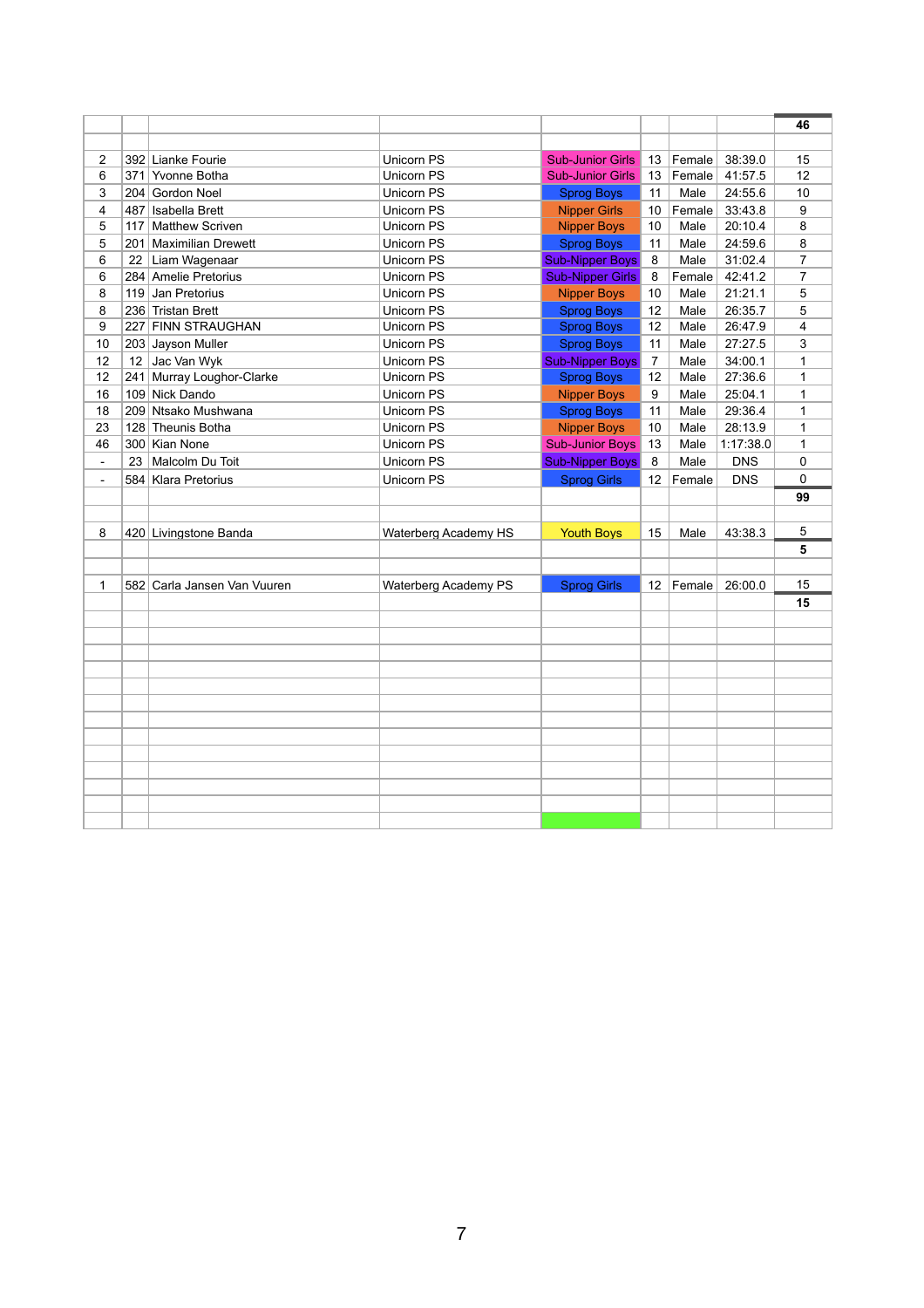| | | | | | | | | |
|---|---|---|---|---|---|---|---|---|
| | | | | | | | | **46** |
| | | | | | | | | |
| 2 | 392 | Lianke Fourie | Unicorn PS | Sub-Junior Girls | 13 | Female | 38:39.0 | 15 |
| 6 | 371 | Yvonne Botha | Unicorn PS | Sub-Junior Girls | 13 | Female | 41:57.5 | 12 |
| 3 | 204 | Gordon Noel | Unicorn PS | Sprog Boys | 11 | Male | 24:55.6 | 10 |
| 4 | 487 | Isabella Brett | Unicorn PS | Nipper Girls | 10 | Female | 33:43.8 | 9 |
| 5 | 117 | Matthew Scriven | Unicorn PS | Nipper Boys | 10 | Male | 20:10.4 | 8 |
| 5 | 201 | Maximilian Drewett | Unicorn PS | Sprog Boys | 11 | Male | 24:59.6 | 8 |
| 6 | 22 | Liam Wagenaar | Unicorn PS | Sub-Nipper Boys | 8 | Male | 31:02.4 | 7 |
| 6 | 284 | Amelie Pretorius | Unicorn PS | Sub-Nipper Girls | 8 | Female | 42:41.2 | 7 |
| 8 | 119 | Jan Pretorius | Unicorn PS | Nipper Boys | 10 | Male | 21:21.1 | 5 |
| 8 | 236 | Tristan Brett | Unicorn PS | Sprog Boys | 12 | Male | 26:35.7 | 5 |
| 9 | 227 | FINN STRAUGHAN | Unicorn PS | Sprog Boys | 12 | Male | 26:47.9 | 4 |
| 10 | 203 | Jayson Muller | Unicorn PS | Sprog Boys | 11 | Male | 27:27.5 | 3 |
| 12 | 12 | Jac Van Wyk | Unicorn PS | Sub-Nipper Boys | 7 | Male | 34:00.1 | 1 |
| 12 | 241 | Murray Loughor-Clarke | Unicorn PS | Sprog Boys | 12 | Male | 27:36.6 | 1 |
| 16 | 109 | Nick Dando | Unicorn PS | Nipper Boys | 9 | Male | 25:04.1 | 1 |
| 18 | 209 | Ntsako Mushwana | Unicorn PS | Sprog Boys | 11 | Male | 29:36.4 | 1 |
| 23 | 128 | Theunis Botha | Unicorn PS | Nipper Boys | 10 | Male | 28:13.9 | 1 |
| 46 | 300 | Kian None | Unicorn PS | Sub-Junior Boys | 13 | Male | 1:17:38.0 | 1 |
| - | 23 | Malcolm Du Toit | Unicorn PS | Sub-Nipper Boys | 8 | Male | DNS | 0 |
| - | 584 | Klara Pretorius | Unicorn PS | Sprog Girls | 12 | Female | DNS | 0 |
| | | | | | | | | **99** |
| | | | | | | | | |
| 8 | 420 | Livingstone Banda | Waterberg Academy HS | Youth Boys | 15 | Male | 43:38.3 | 5 |
| | | | | | | | | **5** |
| | | | | | | | | |
| 1 | 582 | Carla Jansen Van Vuuren | Waterberg Academy PS | Sprog Girls | 12 | Female | 26:00.0 | 15 |
| | | | | | | | | **15** |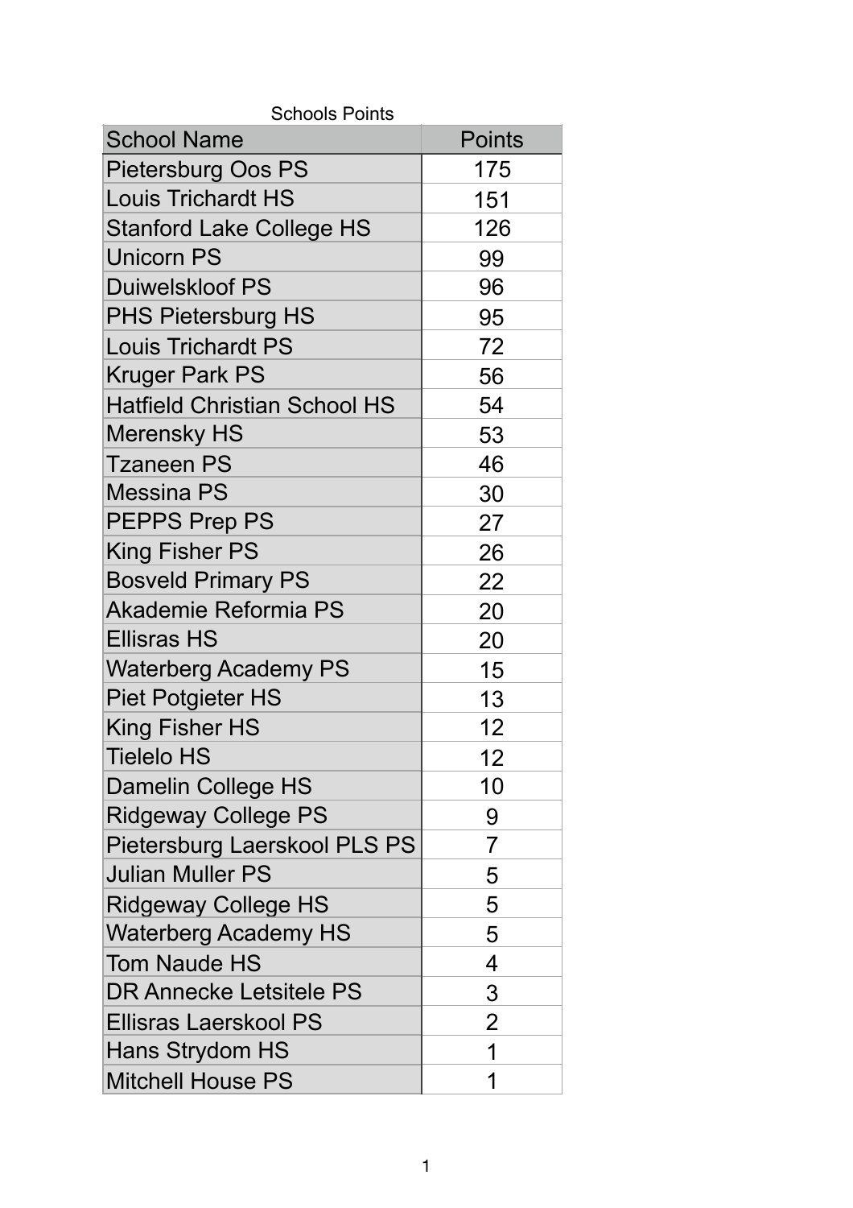Schools Points

| School Name | Points |
|---|---|
| Pietersburg Oos PS | 175 |
| Louis Trichardt HS | 151 |
| Stanford Lake College HS | 126 |
| Unicorn PS | 99 |
| Duiwelskloof PS | 96 |
| PHS Pietersburg HS | 95 |
| Louis Trichardt PS | 72 |
| Kruger Park PS | 56 |
| Hatfield Christian School HS | 54 |
| Merensky HS | 53 |
| Tzaneen PS | 46 |
| Messina PS | 30 |
| PEPPS Prep PS | 27 |
| King Fisher PS | 26 |
| Bosveld Primary PS | 22 |
| Akademie Reformia PS | 20 |
| Ellisras HS | 20 |
| Waterberg Academy PS | 15 |
| Piet Potgieter HS | 13 |
| King Fisher HS | 12 |
| Tielelo HS | 12 |
| Damelin College HS | 10 |
| Ridgeway College PS | 9 |
| Pietersburg Laerskool PLS PS | 7 |
| Julian Muller PS | 5 |
| Ridgeway College HS | 5 |
| Waterberg Academy HS | 5 |
| Tom Naude HS | 4 |
| DR Annecke Letsitele PS | 3 |
| Ellisras Laerskool PS | 2 |
| Hans Strydom HS | 1 |
| Mitchell House PS | 1 |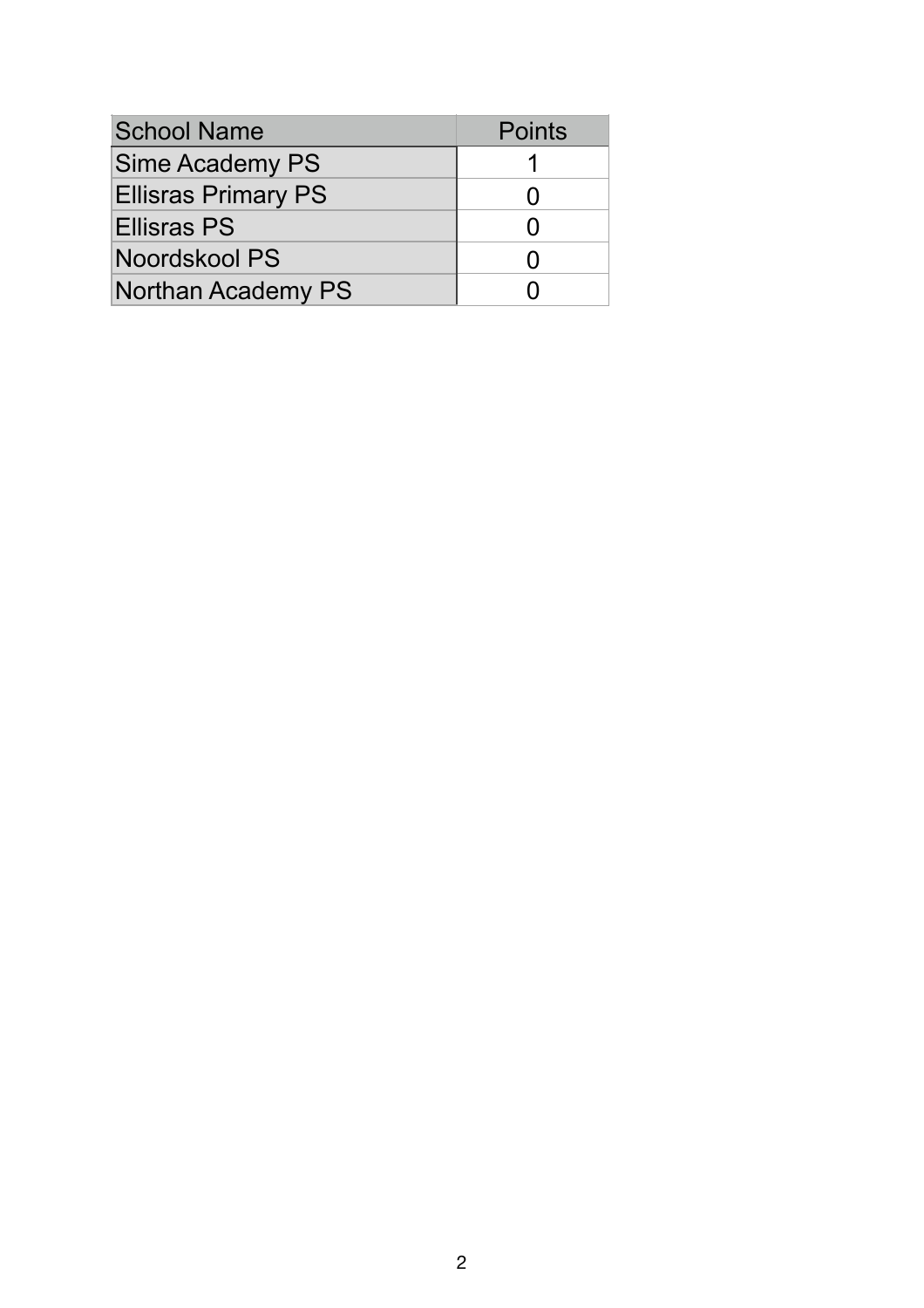| School Name | Points |
| --- | --- |
| Sime Academy PS | 1 |
| Ellisras Primary PS | 0 |
| Ellisras PS | 0 |
| Noordskool PS | 0 |
| Northan Academy PS | 0 |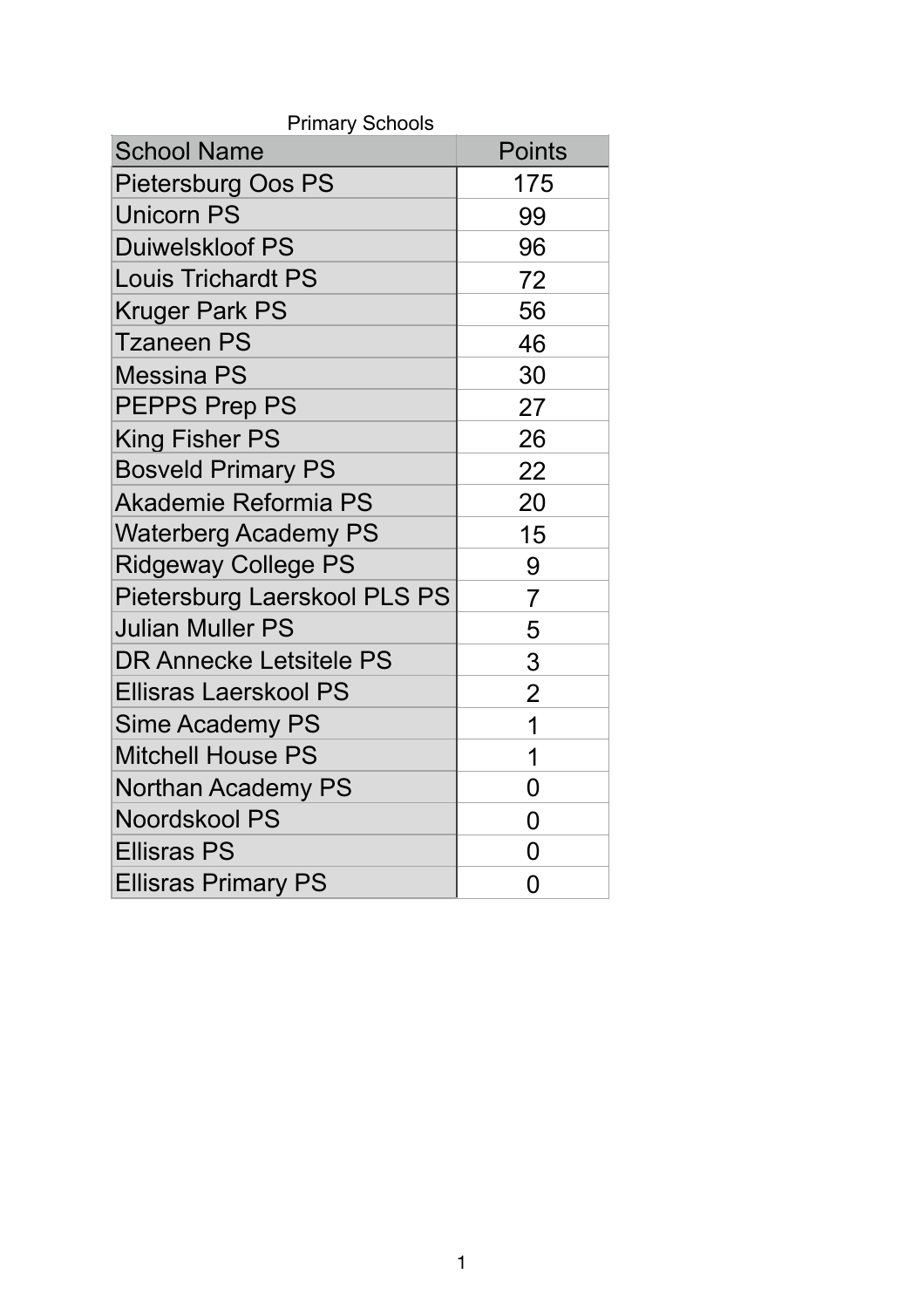Primary Schools

| School Name | Points |
| --- | --- |
| Pietersburg Oos PS | 175 |
| Unicorn PS | 99 |
| Duiwelskloof PS | 96 |
| Louis Trichardt PS | 72 |
| Kruger Park PS | 56 |
| Tzaneen PS | 46 |
| Messina PS | 30 |
| PEPPS Prep PS | 27 |
| King Fisher PS | 26 |
| Bosveld Primary PS | 22 |
| Akademie Reformia PS | 20 |
| Waterberg Academy PS | 15 |
| Ridgeway College PS | 9 |
| Pietersburg Laerskool PLS PS | 7 |
| Julian Muller PS | 5 |
| DR Annecke Letsitele PS | 3 |
| Ellisras Laerskool PS | 2 |
| Sime Academy PS | 1 |
| Mitchell House PS | 1 |
| Northan Academy PS | 0 |
| Noordskool PS | 0 |
| Ellisras PS | 0 |
| Ellisras Primary PS | 0 |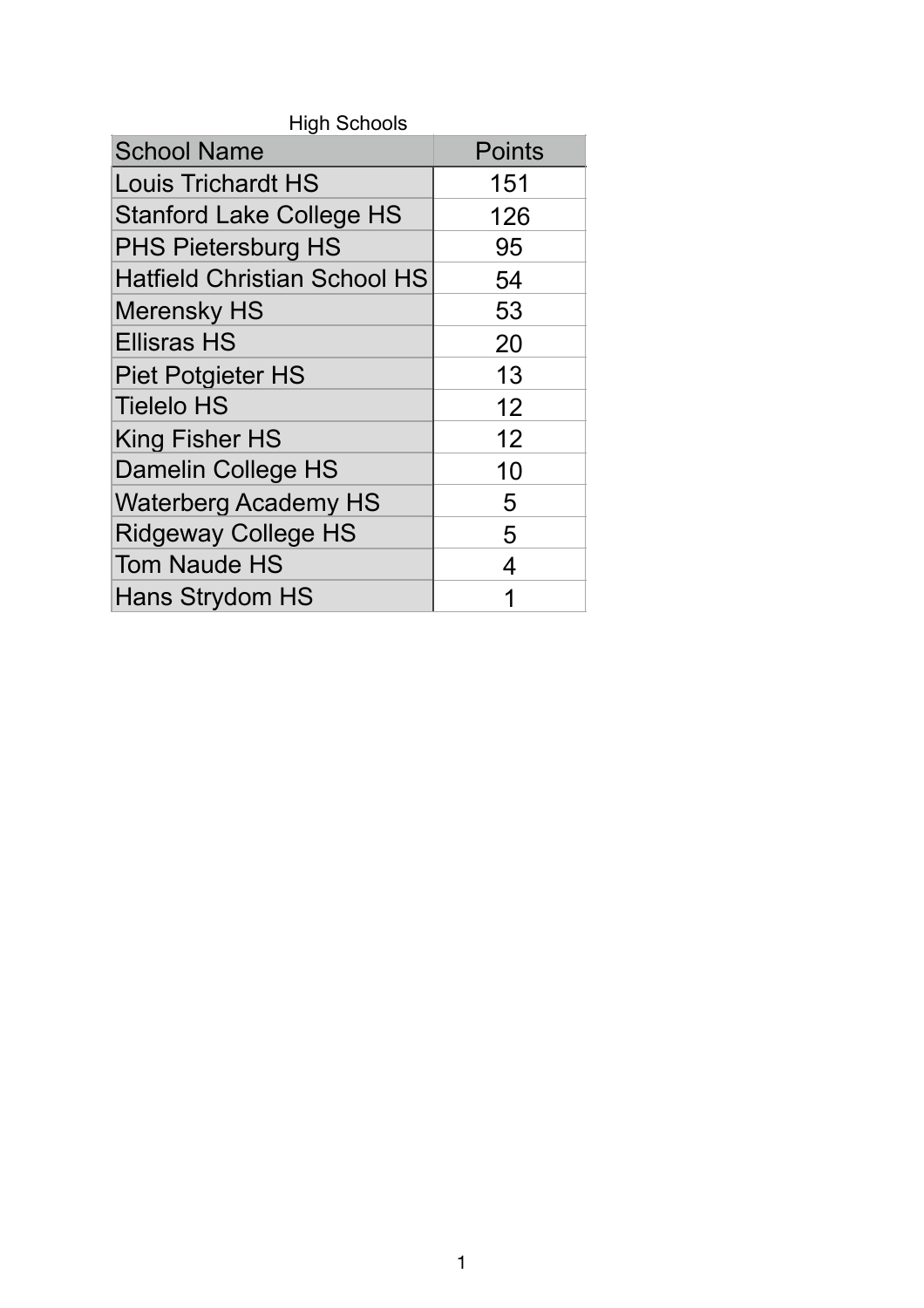High Schools

| School Name | Points |
|---|---|
| Louis Trichardt HS | 151 |
| Stanford Lake College HS | 126 |
| PHS Pietersburg HS | 95 |
| Hatfield Christian School HS | 54 |
| Merensky HS | 53 |
| Ellisras HS | 20 |
| Piet Potgieter HS | 13 |
| Tielelo HS | 12 |
| King Fisher HS | 12 |
| Damelin College HS | 10 |
| Waterberg Academy HS | 5 |
| Ridgeway College HS | 5 |
| Tom Naude HS | 4 |
| Hans Strydom HS | 1 |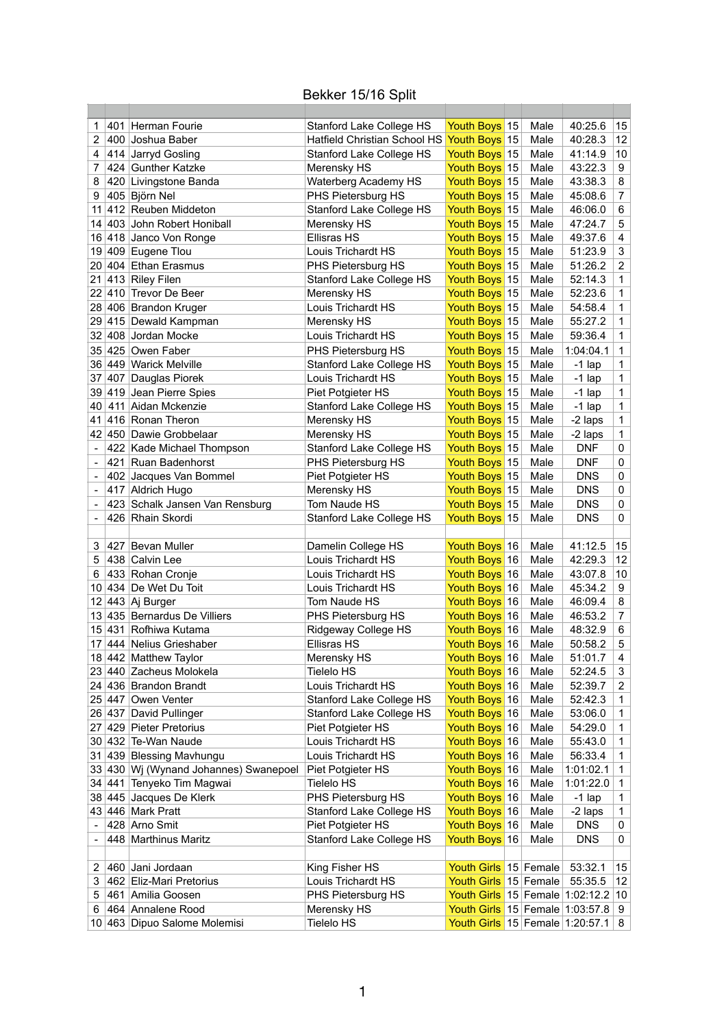# Bekker 15/16 Split

| | | | | | | | | |
|---|---|---|---|---|---|---|---|---|
| 1 | 401 | Herman Fourie | Stanford Lake College HS | Youth Boys | 15 | Male | 40:25.6 | 15 |
| 2 | 400 | Joshua Baber | Hatfield Christian School HS | Youth Boys | 15 | Male | 40:28.3 | 12 |
| 4 | 414 | Jarryd Gosling | Stanford Lake College HS | Youth Boys | 15 | Male | 41:14.9 | 10 |
| 7 | 424 | Gunther Katzke | Merensky HS | Youth Boys | 15 | Male | 43:22.3 | 9 |
| 8 | 420 | Livingstone Banda | Waterberg Academy HS | Youth Boys | 15 | Male | 43:38.3 | 8 |
| 9 | 405 | Björn Nel | PHS Pietersburg HS | Youth Boys | 15 | Male | 45:08.6 | 7 |
| 11 | 412 | Reuben Middeton | Stanford Lake College HS | Youth Boys | 15 | Male | 46:06.0 | 6 |
| 14 | 403 | John Robert Honiball | Merensky HS | Youth Boys | 15 | Male | 47:24.7 | 5 |
| 16 | 418 | Janco Von Ronge | Ellisras HS | Youth Boys | 15 | Male | 49:37.6 | 4 |
| 19 | 409 | Eugene Tlou | Louis Trichardt HS | Youth Boys | 15 | Male | 51:23.9 | 3 |
| 20 | 404 | Ethan Erasmus | PHS Pietersburg HS | Youth Boys | 15 | Male | 51:26.2 | 2 |
| 21 | 413 | Riley Filen | Stanford Lake College HS | Youth Boys | 15 | Male | 52:14.3 | 1 |
| 22 | 410 | Trevor De Beer | Merensky HS | Youth Boys | 15 | Male | 52:23.6 | 1 |
| 28 | 406 | Brandon Kruger | Louis Trichardt HS | Youth Boys | 15 | Male | 54:58.4 | 1 |
| 29 | 415 | Dewald Kampman | Merensky HS | Youth Boys | 15 | Male | 55:27.2 | 1 |
| 32 | 408 | Jordan Mocke | Louis Trichardt HS | Youth Boys | 15 | Male | 59:36.4 | 1 |
| 35 | 425 | Owen Faber | PHS Pietersburg HS | Youth Boys | 15 | Male | 1:04:04.1 | 1 |
| 36 | 449 | Warick Melville | Stanford Lake College HS | Youth Boys | 15 | Male | -1 lap | 1 |
| 37 | 407 | Dauglas Piorek | Louis Trichardt HS | Youth Boys | 15 | Male | -1 lap | 1 |
| 39 | 419 | Jean Pierre Spies | Piet Potgieter HS | Youth Boys | 15 | Male | -1 lap | 1 |
| 40 | 411 | Aidan Mckenzie | Stanford Lake College HS | Youth Boys | 15 | Male | -1 lap | 1 |
| 41 | 416 | Ronan Theron | Merensky HS | Youth Boys | 15 | Male | -2 laps | 1 |
| 42 | 450 | Dawie Grobbelaar | Merensky HS | Youth Boys | 15 | Male | -2 laps | 1 |
| - | 422 | Kade Michael Thompson | Stanford Lake College HS | Youth Boys | 15 | Male | DNF | 0 |
| - | 421 | Ruan Badenhorst | PHS Pietersburg HS | Youth Boys | 15 | Male | DNF | 0 |
| - | 402 | Jacques Van Bommel | Piet Potgieter HS | Youth Boys | 15 | Male | DNS | 0 |
| - | 417 | Aldrich Hugo | Merensky HS | Youth Boys | 15 | Male | DNS | 0 |
| - | 423 | Schalk Jansen Van Rensburg | Tom Naude HS | Youth Boys | 15 | Male | DNS | 0 |
| - | 426 | Rhain Skordi | Stanford Lake College HS | Youth Boys | 15 | Male | DNS | 0 |
| | | | | | | | | |
| 3 | 427 | Bevan Muller | Damelin College HS | Youth Boys | 16 | Male | 41:12.5 | 15 |
| 5 | 438 | Calvin Lee | Louis Trichardt HS | Youth Boys | 16 | Male | 42:29.3 | 12 |
| 6 | 433 | Rohan Cronje | Louis Trichardt HS | Youth Boys | 16 | Male | 43:07.8 | 10 |
| 10 | 434 | De Wet Du Toit | Louis Trichardt HS | Youth Boys | 16 | Male | 45:34.2 | 9 |
| 12 | 443 | Aj Burger | Tom Naude HS | Youth Boys | 16 | Male | 46:09.4 | 8 |
| 13 | 435 | Bernardus De Villiers | PHS Pietersburg HS | Youth Boys | 16 | Male | 46:53.2 | 7 |
| 15 | 431 | Rofhiwa Kutama | Ridgeway College HS | Youth Boys | 16 | Male | 48:32.9 | 6 |
| 17 | 444 | Nelius Grieshaber | Ellisras HS | Youth Boys | 16 | Male | 50:58.2 | 5 |
| 18 | 442 | Matthew Taylor | Merensky HS | Youth Boys | 16 | Male | 51:01.7 | 4 |
| 23 | 440 | Zacheus Molokela | Tielelo HS | Youth Boys | 16 | Male | 52:24.5 | 3 |
| 24 | 436 | Brandon Brandt | Louis Trichardt HS | Youth Boys | 16 | Male | 52:39.7 | 2 |
| 25 | 447 | Owen Venter | Stanford Lake College HS | Youth Boys | 16 | Male | 52:42.3 | 1 |
| 26 | 437 | David Pullinger | Stanford Lake College HS | Youth Boys | 16 | Male | 53:06.0 | 1 |
| 27 | 429 | Pieter Pretorius | Piet Potgieter HS | Youth Boys | 16 | Male | 54:29.0 | 1 |
| 30 | 432 | Te-Wan Naude | Louis Trichardt HS | Youth Boys | 16 | Male | 55:43.0 | 1 |
| 31 | 439 | Blessing Mavhungu | Louis Trichardt HS | Youth Boys | 16 | Male | 56:33.4 | 1 |
| 33 | 430 | Wj (Wynand Johannes) Swanepoel | Piet Potgieter HS | Youth Boys | 16 | Male | 1:01:02.1 | 1 |
| 34 | 441 | Tenyeko Tim Magwai | Tielelo HS | Youth Boys | 16 | Male | 1:01:22.0 | 1 |
| 38 | 445 | Jacques De Klerk | PHS Pietersburg HS | Youth Boys | 16 | Male | -1 lap | 1 |
| 43 | 446 | Mark Pratt | Stanford Lake College HS | Youth Boys | 16 | Male | -2 laps | 1 |
| - | 428 | Arno Smit | Piet Potgieter HS | Youth Boys | 16 | Male | DNS | 0 |
| - | 448 | Marthinus Maritz | Stanford Lake College HS | Youth Boys | 16 | Male | DNS | 0 |
| | | | | | | | | |
| 2 | 460 | Jani Jordaan | King Fisher HS | Youth Girls | 15 | Female | 53:32.1 | 15 |
| 3 | 462 | Eliz-Mari Pretorius | Louis Trichardt HS | Youth Girls | 15 | Female | 55:35.5 | 12 |
| 5 | 461 | Amilia Goosen | PHS Pietersburg HS | Youth Girls | 15 | Female | 1:02:12.2 | 10 |
| 6 | 464 | Annalene Rood | Merensky HS | Youth Girls | 15 | Female | 1:03:57.8 | 9 |
| 10 | 463 | Dipuo Salome Molemisi | Tielelo HS | Youth Girls | 15 | Female | 1:20:57.1 | 8 |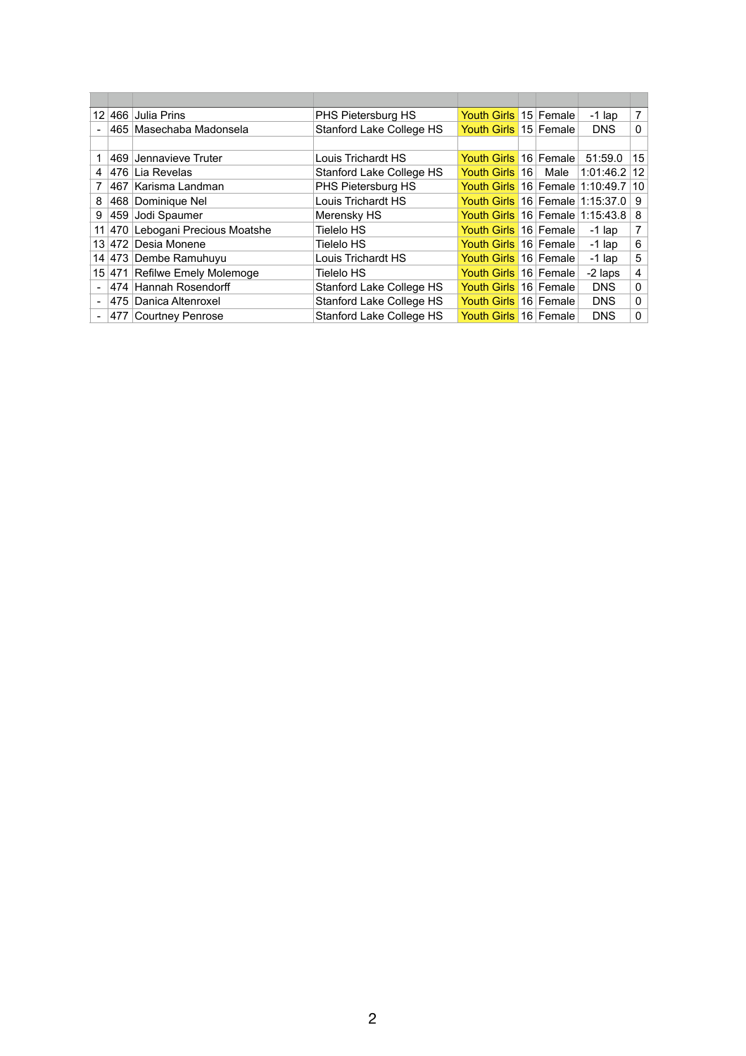| | | | | | | | | |
|---|---|---|---|---|---|---|---|---|
| 12 | 466 | Julia Prins | PHS Pietersburg HS | Youth Girls | 15 | Female | -1 lap | 7 |
| - | 465 | Masechaba Madonsela | Stanford Lake College HS | Youth Girls | 15 | Female | DNS | 0 |
| | | | | | | | | |
| 1 | 469 | Jennavieve Truter | Louis Trichardt HS | Youth Girls | 16 | Female | 51:59.0 | 15 |
| 4 | 476 | Lia Revelas | Stanford Lake College HS | Youth Girls | 16 | Male | 1:01:46.2 | 12 |
| 7 | 467 | Karisma Landman | PHS Pietersburg HS | Youth Girls | 16 | Female | 1:10:49.7 | 10 |
| 8 | 468 | Dominique Nel | Louis Trichardt HS | Youth Girls | 16 | Female | 1:15:37.0 | 9 |
| 9 | 459 | Jodi Spaumer | Merensky HS | Youth Girls | 16 | Female | 1:15:43.8 | 8 |
| 11 | 470 | Lebogani Precious Moatshe | Tielelo HS | Youth Girls | 16 | Female | -1 lap | 7 |
| 13 | 472 | Desia Monene | Tielelo HS | Youth Girls | 16 | Female | -1 lap | 6 |
| 14 | 473 | Dembe Ramuhuyu | Louis Trichardt HS | Youth Girls | 16 | Female | -1 lap | 5 |
| 15 | 471 | Refilwe Emely Molemoge | Tielelo HS | Youth Girls | 16 | Female | -2 laps | 4 |
| - | 474 | Hannah Rosendorff | Stanford Lake College HS | Youth Girls | 16 | Female | DNS | 0 |
| - | 475 | Danica Altenroxel | Stanford Lake College HS | Youth Girls | 16 | Female | DNS | 0 |
| - | 477 | Courtney Penrose | Stanford Lake College HS | Youth Girls | 16 | Female | DNS | 0 |